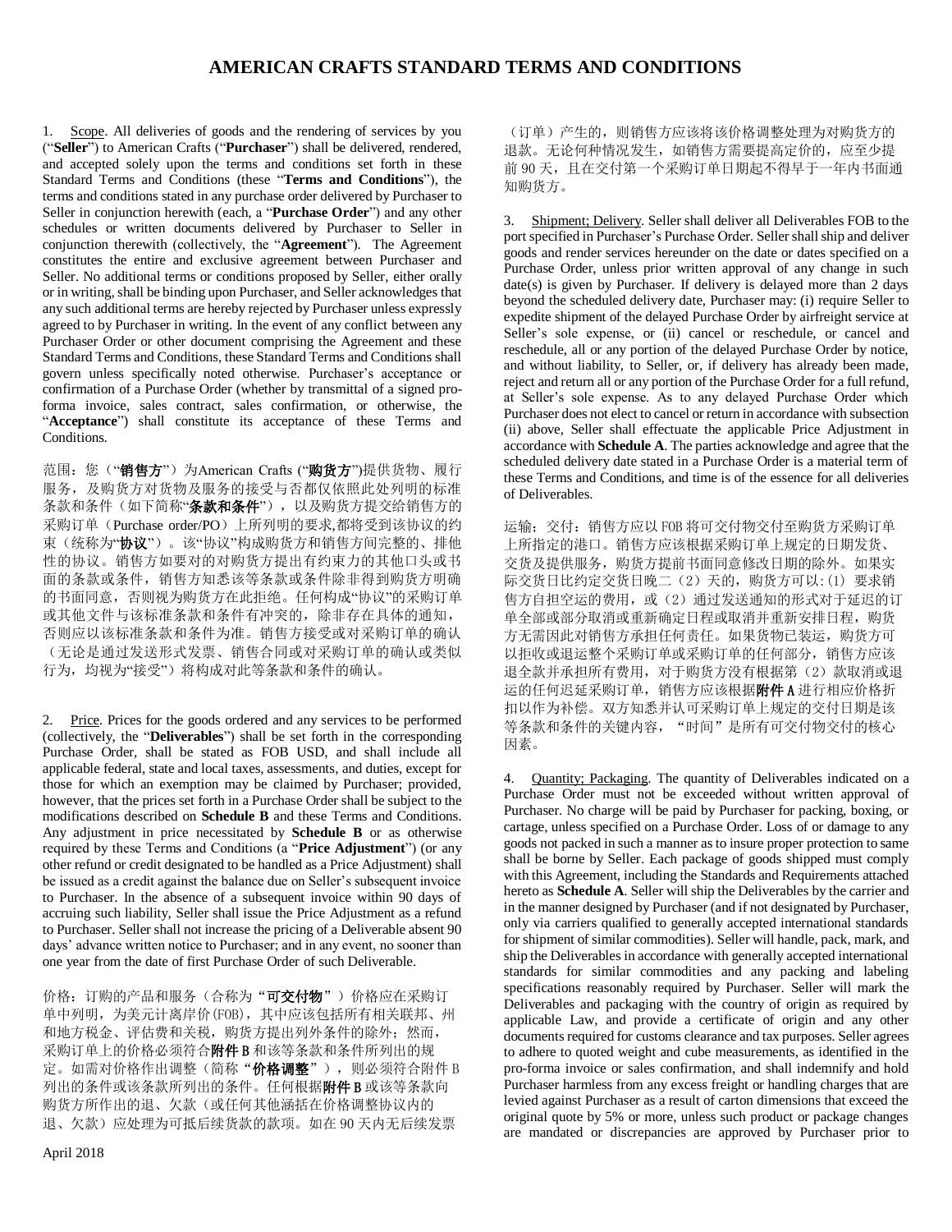# AMERICAN CRAFTS STANDARD TERMS AND CONDITIONS

1. Scope. All deliveries of goods and the rendering of services by you ("**Seller**") to American Crafts ("**Purchaser**") shall be delivered, rendered, and accepted solely upon the terms and conditions set forth in these Standard Terms and Conditions (these "**Terms and Conditions**"), the terms and conditions stated in any purchase order delivered by Purchaser to Seller in conjunction herewith (each, a "**Purchase Order**") and any other schedules or written documents delivered by Purchaser to Seller in conjunction therewith (collectively, the "**Agreement**"). The Agreement constitutes the entire and exclusive agreement between Purchaser and Seller. No additional terms or conditions proposed by Seller, either orally or in writing, shall be binding upon Purchaser, and Seller acknowledges that any such additional terms are hereby rejected by Purchaser unless expressly agreed to by Purchaser in writing. In the event of any conflict between any Purchaser Order or other document comprising the Agreement and these Standard Terms and Conditions, these Standard Terms and Conditions shall govern unless specifically noted otherwise. Purchaser's acceptance or confirmation of a Purchase Order (whether by transmittal of a signed pro-forma invoice, sales contract, sales confirmation, or otherwise, the "**Acceptance**") shall constitute its acceptance of these Terms and Conditions.

范围：您（"**销售方**"）为American Crafts ("**购货方**")提供货物、履行服务，及购货方对货物及服务的接受与否都仅依照此处列明的标准条款和条件（如下简称"**条款和条件**"），以及购货方提交给销售方的采购订单（Purchase order/PO）上所列明的要求,都将受到该协议的约束（统称为"**协议**"）。该"协议"构成购货方和销售方间完整的、排他性的协议。销售方如要对的对购货方提出有约束力的其他口头或书面的条款或条件，销售方知悉该等条款或条件除非得到购货方明确的书面同意，否则视为购货方在此拒绝。任何构成"协议"的采购订单或其他文件与该标准条款和条件有冲突的，除非存在具体的通知，否则应以该标准条款和条件为准。销售方接受或对采购订单的确认（无论是通过发送形式发票、销售合同或对采购订单的确认或类似行为，均视为"接受"）将构成对此等条款和条件的确认。

2. Price. Prices for the goods ordered and any services to be performed (collectively, the "**Deliverables**") shall be set forth in the corresponding Purchase Order, shall be stated as FOB USD, and shall include all applicable federal, state and local taxes, assessments, and duties, except for those for which an exemption may be claimed by Purchaser; provided, however, that the prices set forth in a Purchase Order shall be subject to the modifications described on **Schedule B** and these Terms and Conditions. Any adjustment in price necessitated by **Schedule B** or as otherwise required by these Terms and Conditions (a "**Price Adjustment**") (or any other refund or credit designated to be handled as a Price Adjustment) shall be issued as a credit against the balance due on Seller's subsequent invoice to Purchaser. In the absence of a subsequent invoice within 90 days of accruing such liability, Seller shall issue the Price Adjustment as a refund to Purchaser. Seller shall not increase the pricing of a Deliverable absent 90 days' advance written notice to Purchaser; and in any event, no sooner than one year from the date of first Purchase Order of such Deliverable.

价格：订购的产品和服务（合称为"**可交付物**"）价格应在采购订单中列明，为美元计离岸价(FOB)，其中应该包括所有相关联邦、州和地方税金、评估费和关税，购货方提出列外条件的除外；然而，采购订单上的价格必须符合**附件** B 和该等条款和条件所列出的规定。如需对价格作出调整（简称"**价格调整**"），则必须符合附件 B 列出的条件或该条款所列出的条件。任何根据**附件** B 或该等条款向购货方所作出的退、欠款（或任何其他涵括在价格调整协议内的退、欠款）应处理为可抵后续货款的款项。如在 90 天内无后续发票（订单）产生的，则销售方应该将该价格调整处理为对购货方的退款。无论何种情况发生，如销售方需要提高定价的，应至少提前 90 天，且在交付第一个采购订单日期起不得早于一年内书面通知购货方。

3. Shipment; Delivery. Seller shall deliver all Deliverables FOB to the port specified in Purchaser's Purchase Order. Seller shall ship and deliver goods and render services hereunder on the date or dates specified on a Purchase Order, unless prior written approval of any change in such date(s) is given by Purchaser. If delivery is delayed more than 2 days beyond the scheduled delivery date, Purchaser may: (i) require Seller to expedite shipment of the delayed Purchase Order by airfreight service at Seller's sole expense, or (ii) cancel or reschedule, or cancel and reschedule, all or any portion of the delayed Purchase Order by notice, and without liability, to Seller, or, if delivery has already been made, reject and return all or any portion of the Purchase Order for a full refund, at Seller's sole expense. As to any delayed Purchase Order which Purchaser does not elect to cancel or return in accordance with subsection (ii) above, Seller shall effectuate the applicable Price Adjustment in accordance with **Schedule A**. The parties acknowledge and agree that the scheduled delivery date stated in a Purchase Order is a material term of these Terms and Conditions, and time is of the essence for all deliveries of Deliverables.

运输；交付：销售方应以 FOB 将可交付物交付至购货方采购订单上所指定的港口。销售方应该根据采购订单上规定的日期发货、交货及提供服务，购货方提前书面同意修改日期的除外。如果实际交货日比约定交货日晚二（2）天的，购货方可以:(1) 要求销售方自担空运的费用，或（2）通过发送通知的形式对于延迟的订单全部或部分取消或重新确定日程或取消并重新安排日程，购货方无需因此对销售方承担任何责任。如果货物已装运，购货方可以拒收或退运整个采购订单或采购订单的任何部分，销售方应该退全款并承担所有费用，对于购货方没有根据第（2）款取消或退运的任何迟延采购订单，销售方应该根据**附件** A 进行相应价格折扣以作为补偿。双方知悉并认可采购订单上规定的交付日期是该等条款和条件的关键内容，"时间"是所有可交付物交付的核心因素。

4. Quantity; Packaging. The quantity of Deliverables indicated on a Purchase Order must not be exceeded without written approval of Purchaser. No charge will be paid by Purchaser for packing, boxing, or cartage, unless specified on a Purchase Order. Loss of or damage to any goods not packed in such a manner as to insure proper protection to same shall be borne by Seller. Each package of goods shipped must comply with this Agreement, including the Standards and Requirements attached hereto as **Schedule A**. Seller will ship the Deliverables by the carrier and in the manner designed by Purchaser (and if not designated by Purchaser, only via carriers qualified to generally accepted international standards for shipment of similar commodities). Seller will handle, pack, mark, and ship the Deliverables in accordance with generally accepted international standards for similar commodities and any packing and labeling specifications reasonably required by Purchaser. Seller will mark the Deliverables and packaging with the country of origin as required by applicable Law, and provide a certificate of origin and any other documents required for customs clearance and tax purposes. Seller agrees to adhere to quoted weight and cube measurements, as identified in the pro-forma invoice or sales confirmation, and shall indemnify and hold Purchaser harmless from any excess freight or handling charges that are levied against Purchaser as a result of carton dimensions that exceed the original quote by 5% or more, unless such product or package changes are mandated or discrepancies are approved by Purchaser prior to

April 2018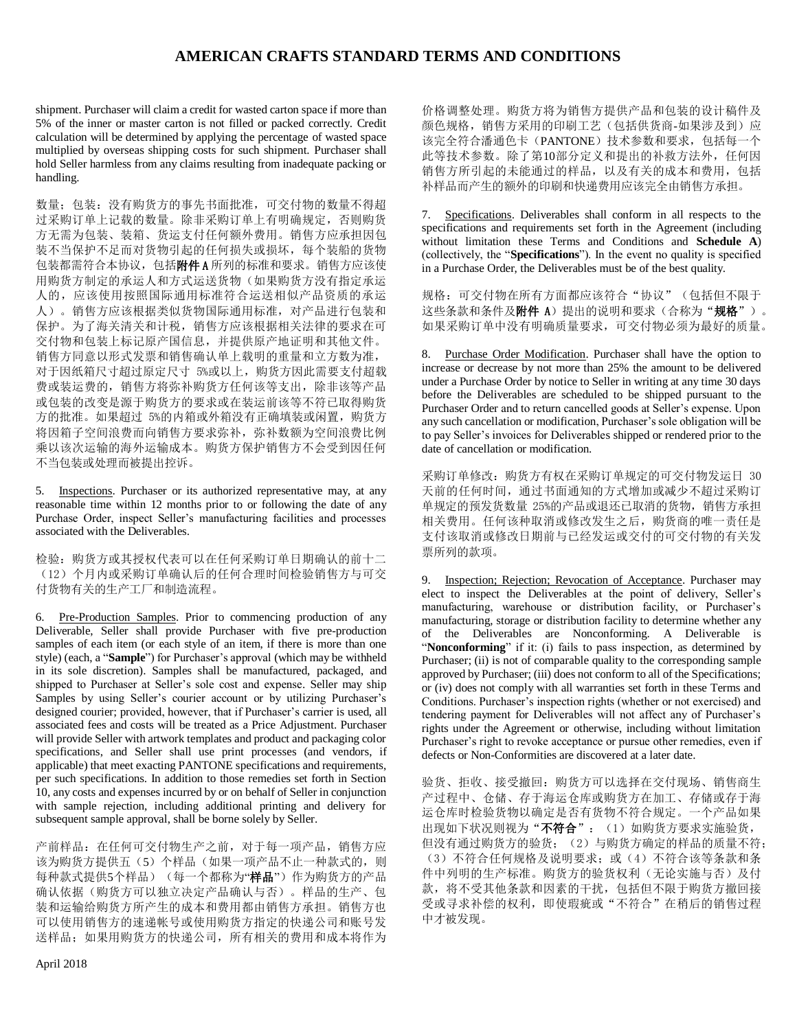shipment. Purchaser will claim a credit for wasted carton space if more than 5% of the inner or master carton is not filled or packed correctly. Credit calculation will be determined by applying the percentage of wasted space multiplied by overseas shipping costs for such shipment. Purchaser shall hold Seller harmless from any claims resulting from inadequate packing or handling.

数量；包装：没有购货方的事先书面批准，可交付物的数量不得超过采购订单上记载的数量。除非采购订单上有明确规定，否则购货方无需为包装、装箱、货运支付任何额外费用。销售方应承担因包装不当保护不足而对货物引起的任何损失或损坏，每个装船的货物包装都需符合本协议，包括**附件 A** 所列的标准和要求。销售方应该使用购货方制定的承运人和方式运送货物（如果购货方没有指定承运人的，应该使用按照国际通用标准符合运送相似产品资质的承运人）。销售方应该根据类似货物国际通用标准，对产品进行包装和保护。为了海关清关和计税，销售方应该根据相关法律的要求在可交付物和包装上标记原产国信息，并提供原产地证明和其他文件。销售方同意以形式发票和销售确认单上载明的重量和立方数为准，对于因纸箱尺寸超过原定尺寸 5%或以上，购货方因此需要支付超载费或装运费的，销售方将弥补购货方任何该等支出，除非该等产品或包装的改变是源于购货方的要求或在装运前该等不符已取得购货方的批准。如果超过 5%的内箱或外箱没有正确填装或闲置，购货方将因箱子空间浪费而向销售方要求弥补，弥补数额为空间浪费比例乘以该次运输的海外运输成本。购货方保护销售方不会受到因任何不当包装或处理而被提出控诉。

5. Inspections. Purchaser or its authorized representative may, at any reasonable time within 12 months prior to or following the date of any Purchase Order, inspect Seller's manufacturing facilities and processes associated with the Deliverables.

检验：购货方或其授权代表可以在任何采购订单日期确认的前十二（12）个月内或采购订单确认后的任何合理时间检验销售方与可交付货物有关的生产工厂和制造流程。

6. Pre-Production Samples. Prior to commencing production of any Deliverable, Seller shall provide Purchaser with five pre-production samples of each item (or each style of an item, if there is more than one style) (each, a "**Sample**") for Purchaser's approval (which may be withheld in its sole discretion). Samples shall be manufactured, packaged, and shipped to Purchaser at Seller's sole cost and expense. Seller may ship Samples by using Seller's courier account or by utilizing Purchaser's designed courier; provided, however, that if Purchaser's carrier is used, all associated fees and costs will be treated as a Price Adjustment. Purchaser will provide Seller with artwork templates and product and packaging color specifications, and Seller shall use print processes (and vendors, if applicable) that meet exacting PANTONE specifications and requirements, per such specifications. In addition to those remedies set forth in Section 10, any costs and expenses incurred by or on behalf of Seller in conjunction with sample rejection, including additional printing and delivery for subsequent sample approval, shall be borne solely by Seller.

产前样品：在任何可交付物生产之前，对于每一项产品，销售方应该为购货方提供五（5）个样品（如果一项产品不止一种款式的，则每种款式提供5个样品）（每一个都称为"**样品**"）作为购货方的产品确认依据（购货方可以独立决定产品确认与否）。样品的生产、包装和运输给购货方所产生的成本和费用都由销售方承担。销售方也可以使用销售方的速递帐号或使用购货方指定的快递公司和账号发送样品；如果用购货方的快递公司，所有相关的费用和成本将作为价格调整处理。购货方将为销售方提供产品和包装的设计稿件及颜色规格，销售方采用的印刷工艺（包括供货商-如果涉及到）应该完全符合潘通色卡（PANTONE）技术参数和要求，包括每一个此等技术参数。除了第10部分定义和提出的补救方法外，任何因销售方所引起的未能通过的样品，以及有关的成本和费用，包括补样品而产生的额外的印刷和快递费用应该完全由销售方承担。

7. Specifications. Deliverables shall conform in all respects to the specifications and requirements set forth in the Agreement (including without limitation these Terms and Conditions and **Schedule A**) (collectively, the "**Specifications**"). In the event no quality is specified in a Purchase Order, the Deliverables must be of the best quality.

规格：可交付物在所有方面都应该符合"协议"（包括但不限于这些条款和条件及**附件 A**）提出的说明和要求（合称为"**规格**"）。如果采购订单中没有明确质量要求，可交付物必须为最好的质量。

8. Purchase Order Modification. Purchaser shall have the option to increase or decrease by not more than 25% the amount to be delivered under a Purchase Order by notice to Seller in writing at any time 30 days before the Deliverables are scheduled to be shipped pursuant to the Purchaser Order and to return cancelled goods at Seller's expense. Upon any such cancellation or modification, Purchaser's sole obligation will be to pay Seller's invoices for Deliverables shipped or rendered prior to the date of cancellation or modification.

采购订单修改：购货方有权在采购订单规定的可交付物发运日 30 天前的任何时间，通过书面通知的方式增加或减少不超过采购订单规定的预发货数量 25%的产品或退还已取消的货物，销售方承担相关费用。任何该种取消或修改发生之后，购货商的唯一责任是支付该取消或修改日期前与已经发运或交付的可交付物的有关发票所列的款项。

9. Inspection; Rejection; Revocation of Acceptance. Purchaser may elect to inspect the Deliverables at the point of delivery, Seller's manufacturing, warehouse or distribution facility, or Purchaser's manufacturing, storage or distribution facility to determine whether any of the Deliverables are Nonconforming. A Deliverable is "**Nonconforming**" if it: (i) fails to pass inspection, as determined by Purchaser; (ii) is not of comparable quality to the corresponding sample approved by Purchaser; (iii) does not conform to all of the Specifications; or (iv) does not comply with all warranties set forth in these Terms and Conditions. Purchaser's inspection rights (whether or not exercised) and tendering payment for Deliverables will not affect any of Purchaser's rights under the Agreement or otherwise, including without limitation Purchaser's right to revoke acceptance or pursue other remedies, even if defects or Non-Conformities are discovered at a later date.

验货、拒收、接受撤回：购货方可以选择在交付现场、销售商生产过程中、仓储、存于海运仓库或购货方在加工、存储或存于海运仓库时检验货物以确定是否有货物不符合规定。一个产品如果出现如下状况则视为"**不符合**"：（1）如购货方要求实施验货，但没有通过购货方的验货；（2）与购货方确定的样品的质量不符；（3）不符合任何规格及说明要求；或（4）不符合该等条款和条件中列明的生产标准。购货方的验货权利（无论实施与否）及付款，将不受其他条款和因素的干扰，包括但不限于购货方撤回接受或寻求补偿的权利，即使瑕疵或"不符合"在稍后的销售过程中才被发现。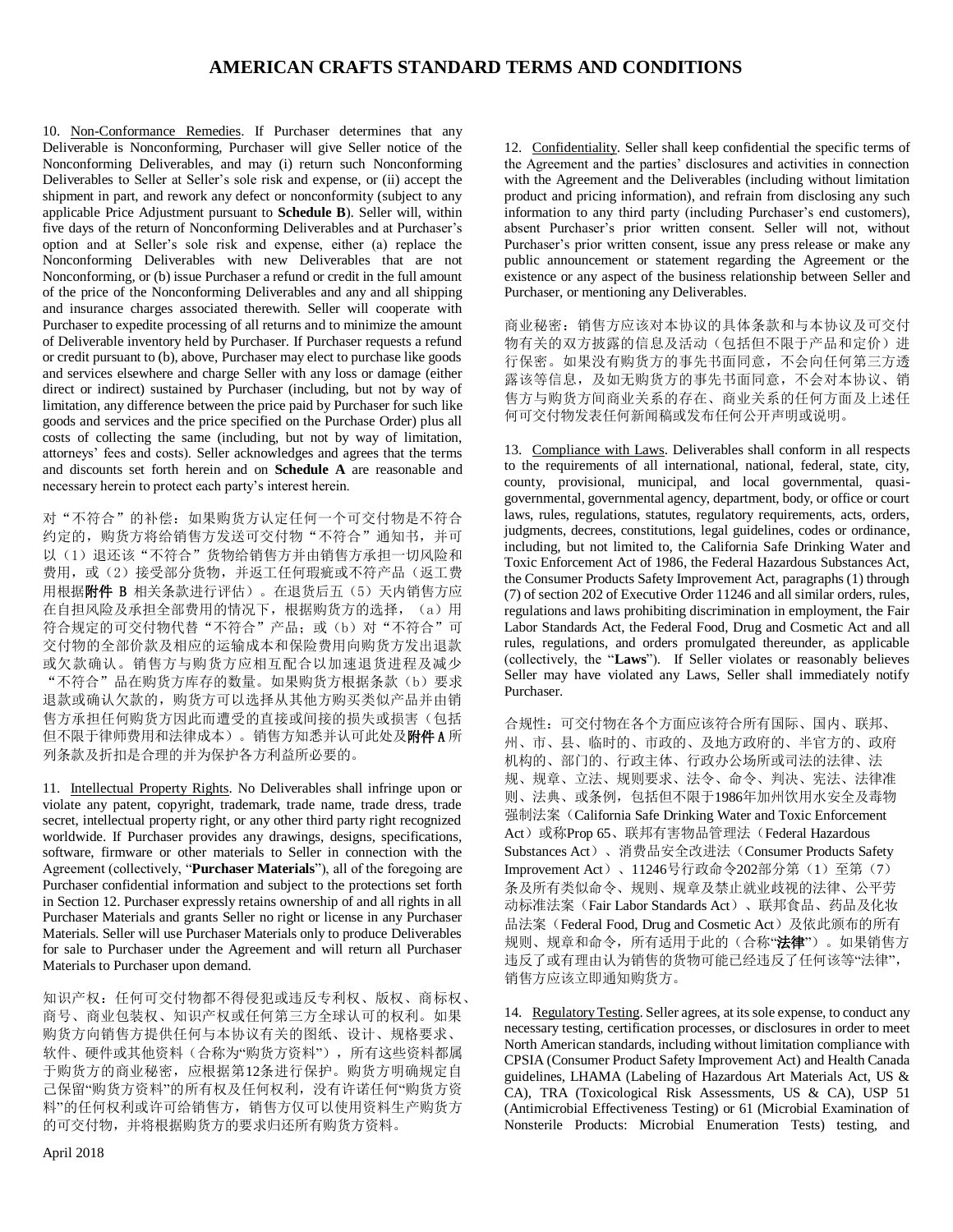# AMERICAN CRAFTS STANDARD TERMS AND CONDITIONS

10. Non-Conformance Remedies. If Purchaser determines that any Deliverable is Nonconforming, Purchaser will give Seller notice of the Nonconforming Deliverables, and may (i) return such Nonconforming Deliverables to Seller at Seller's sole risk and expense, or (ii) accept the shipment in part, and rework any defect or nonconformity (subject to any applicable Price Adjustment pursuant to **Schedule B**). Seller will, within five days of the return of Nonconforming Deliverables and at Purchaser's option and at Seller's sole risk and expense, either (a) replace the Nonconforming Deliverables with new Deliverables that are not Nonconforming, or (b) issue Purchaser a refund or credit in the full amount of the price of the Nonconforming Deliverables and any and all shipping and insurance charges associated therewith. Seller will cooperate with Purchaser to expedite processing of all returns and to minimize the amount of Deliverable inventory held by Purchaser. If Purchaser requests a refund or credit pursuant to (b), above, Purchaser may elect to purchase like goods and services elsewhere and charge Seller with any loss or damage (either direct or indirect) sustained by Purchaser (including, but not by way of limitation, any difference between the price paid by Purchaser for such like goods and services and the price specified on the Purchase Order) plus all costs of collecting the same (including, but not by way of limitation, attorneys' fees and costs). Seller acknowledges and agrees that the terms and discounts set forth herein and on **Schedule A** are reasonable and necessary herein to protect each party's interest herein.

对"不符合"的补偿：如果购货方认定任何一个可交付物是不符合约定的，购货方将给销售方发送可交付物"不符合"通知书，并可以（1）退还该"不符合"货物给销售方并由销售方承担一切风险和费用，或（2）接受部分货物，并返工任何瑕疵或不符产品（返工费用根据**附件 B** 相关条款进行评估）。在退货后五（5）天内销售方应在自担风险及承担全部费用的情况下，根据购货方的选择，（a）用符合规定的可交付物代替"不符合"产品；或（b）对"不符合"可交付物的全部价款及相应的运输成本和保险费用向购货方发出退款或欠款确认。销售方与购货方应相互配合以加速退货进程及减少"不符合"品在购货方库存的数量。如果购货方根据条款（b）要求退款或确认欠款的，购货方可以选择从其他方购买类似产品并由销售方承担任何购货方因此而遭受的直接或间接的损失或损害（包括但不限于律师费用和法律成本）。销售方知悉并认可此处及**附件 A** 所列条款及折扣是合理的并为保护各方利益所必要的。

11. Intellectual Property Rights. No Deliverables shall infringe upon or violate any patent, copyright, trademark, trade name, trade dress, trade secret, intellectual property right, or any other third party right recognized worldwide. If Purchaser provides any drawings, designs, specifications, software, firmware or other materials to Seller in connection with the Agreement (collectively, "**Purchaser Materials**"), all of the foregoing are Purchaser confidential information and subject to the protections set forth in Section 12. Purchaser expressly retains ownership of and all rights in all Purchaser Materials and grants Seller no right or license in any Purchaser Materials. Seller will use Purchaser Materials only to produce Deliverables for sale to Purchaser under the Agreement and will return all Purchaser Materials to Purchaser upon demand.

知识产权：任何可交付物都不得侵犯或违反专利权、版权、商标权、商号、商业包装权、知识产权或任何第三方全球认可的权利。如果购货方向销售方提供任何与本协议有关的图纸、设计、规格要求、软件、硬件或其他资料（合称为"购货方资料"），所有这些资料都属于购货方的商业秘密，应根据第12条进行保护。购货方明确规定自己保留"购货方资料"的所有权及任何权利，没有许诺任何"购货方资料"的任何权利或许可给销售方，销售方仅可以使用资料生产购货方的可交付物，并将根据购货方的要求归还所有购货方资料。

12. Confidentiality. Seller shall keep confidential the specific terms of the Agreement and the parties' disclosures and activities in connection with the Agreement and the Deliverables (including without limitation product and pricing information), and refrain from disclosing any such information to any third party (including Purchaser's end customers), absent Purchaser's prior written consent. Seller will not, without Purchaser's prior written consent, issue any press release or make any public announcement or statement regarding the Agreement or the existence or any aspect of the business relationship between Seller and Purchaser, or mentioning any Deliverables.

商业秘密：销售方应该对本协议的具体条款和与本协议及可交付物有关的双方披露的信息及活动（包括但不限于产品和定价）进行保密。如果没有购货方的事先书面同意，不会向任何第三方透露该等信息，及如无购货方的事先书面同意，不会对本协议、销售方与购货方间商业关系的存在、商业关系的任何方面及上述任何可交付物发表任何新闻稿或发布任何公开声明或说明。

13. Compliance with Laws. Deliverables shall conform in all respects to the requirements of all international, national, federal, state, city, county, provisional, municipal, and local governmental, quasi-governmental, governmental agency, department, body, or office or court laws, rules, regulations, statutes, regulatory requirements, acts, orders, judgments, decrees, constitutions, legal guidelines, codes or ordinance, including, but not limited to, the California Safe Drinking Water and Toxic Enforcement Act of 1986, the Federal Hazardous Substances Act, the Consumer Products Safety Improvement Act, paragraphs (1) through (7) of section 202 of Executive Order 11246 and all similar orders, rules, regulations and laws prohibiting discrimination in employment, the Fair Labor Standards Act, the Federal Food, Drug and Cosmetic Act and all rules, regulations, and orders promulgated thereunder, as applicable (collectively, the "**Laws**"). If Seller violates or reasonably believes Seller may have violated any Laws, Seller shall immediately notify Purchaser.

合规性：可交付物在各个方面应该符合所有国际、国内、联邦、州、市、县、临时的、市政的、及地方政府的、半官方的、政府机构的、部门的、行政主体、行政办公场所或司法的法律、法规、规章、立法、规则要求、法令、命令、判决、宪法、法律准则、法典、或条例，包括但不限于1986年加州饮用水安全及毒物强制法案（California Safe Drinking Water and Toxic Enforcement Act）或称Prop 65、联邦有害物品管理法（Federal Hazardous Substances Act）、消费品安全改进法（Consumer Products Safety Improvement Act）、11246号行政命令202部分第（1）至第（7）条及所有类似命令、规则、规章及禁止就业歧视的法律、公平劳动标准法案（Fair Labor Standards Act）、联邦食品、药品及化妆品法案（Federal Food, Drug and Cosmetic Act）及依此颁布的所有规则、规章和命令，所有适用于此的（合称"**法律**"）。如果销售方违反了或有理由认为销售的货物可能已经违反了任何该等"法律"，销售方应该立即通知购货方。

14. Regulatory Testing. Seller agrees, at its sole expense, to conduct any necessary testing, certification processes, or disclosures in order to meet North American standards, including without limitation compliance with CPSIA (Consumer Product Safety Improvement Act) and Health Canada guidelines, LHAMA (Labeling of Hazardous Art Materials Act, US & CA), TRA (Toxicological Risk Assessments, US & CA), USP 51 (Antimicrobial Effectiveness Testing) or 61 (Microbial Examination of Nonsterile Products: Microbial Enumeration Tests) testing, and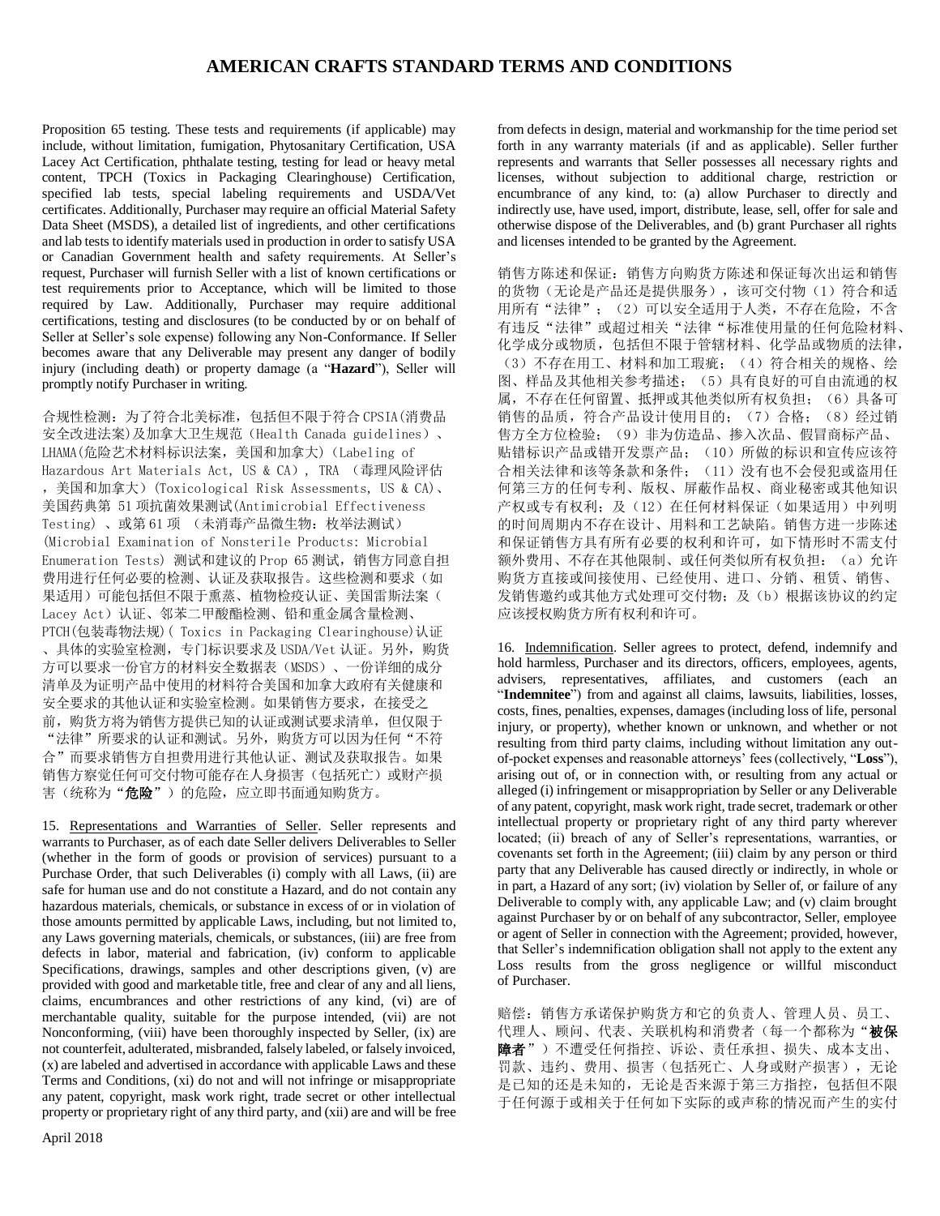Proposition 65 testing. These tests and requirements (if applicable) may include, without limitation, fumigation, Phytosanitary Certification, USA Lacey Act Certification, phthalate testing, testing for lead or heavy metal content, TPCH (Toxics in Packaging Clearinghouse) Certification, specified lab tests, special labeling requirements and USDA/Vet certificates. Additionally, Purchaser may require an official Material Safety Data Sheet (MSDS), a detailed list of ingredients, and other certifications and lab tests to identify materials used in production in order to satisfy USA or Canadian Government health and safety requirements. At Seller's request, Purchaser will furnish Seller with a list of known certifications or test requirements prior to Acceptance, which will be limited to those required by Law. Additionally, Purchaser may require additional certifications, testing and disclosures (to be conducted by or on behalf of Seller at Seller's sole expense) following any Non-Conformance. If Seller becomes aware that any Deliverable may present any danger of bodily injury (including death) or property damage (a "**Hazard**"), Seller will promptly notify Purchaser in writing.

合规性检测：为了符合北美标准，包括但不限于符合CPSIA(消费品安全改进法案)及加拿大卫生规范（Health Canada guidelines）、LHAMA(危险艺术材料标识法案，美国和加拿大)（Labeling of Hazardous Art Materials Act, US & CA），TRA （毒理风险评估，美国和加拿大）(Toxicological Risk Assessments, US & CA)、美国药典第 51 项抗菌效果测试(Antimicrobial Effectiveness Testing) 、或第61项 （未消毒产品微生物：枚举法测试）(Microbial Examination of Nonsterile Products: Microbial Enumeration Tests) 测试和建议的Prop 65测试，销售方同意自担费用进行任何必要的检测、认证及获取报告。这些检测和要求（如果适用）可能包括但不限于熏蒸、植物检疫认证、美国雷斯法案（Lacey Act）认证、邻苯二甲酸酯检测、铅和重金属含量检测、PTCH(包装毒物法规)( Toxics in Packaging Clearinghouse)认证、具体的实验室检测，专门标识要求及USDA/Vet认证。另外，购货方可以要求一份官方的材料安全数据表（MSDS）、一份详细的成分清单及为证明产品中使用的材料符合美国和加拿大政府有关健康和安全要求的其他认证和实验室检测。如果销售方要求，在接受之前，购货方将为销售方提供已知的认证或测试要求清单，但仅限于"法律"所要求的认证和测试。另外，购货方可以因为任何"不符合"而要求销售方自担费用进行其他认证、测试及获取报告。如果销售方察觉任何可交付物可能存在人身损害（包括死亡）或财产损害（统称为"**危险**"）的危险，应立即书面通知购货方。

15. <u>Representations and Warranties of Seller</u>. Seller represents and warrants to Purchaser, as of each date Seller delivers Deliverables to Seller (whether in the form of goods or provision of services) pursuant to a Purchase Order, that such Deliverables (i) comply with all Laws, (ii) are safe for human use and do not constitute a Hazard, and do not contain any hazardous materials, chemicals, or substance in excess of or in violation of those amounts permitted by applicable Laws, including, but not limited to, any Laws governing materials, chemicals, or substances, (iii) are free from defects in labor, material and fabrication, (iv) conform to applicable Specifications, drawings, samples and other descriptions given, (v) are provided with good and marketable title, free and clear of any and all liens, claims, encumbrances and other restrictions of any kind, (vi) are of merchantable quality, suitable for the purpose intended, (vii) are not Nonconforming, (viii) have been thoroughly inspected by Seller, (ix) are not counterfeit, adulterated, misbranded, falsely labeled, or falsely invoiced, (x) are labeled and advertised in accordance with applicable Laws and these Terms and Conditions, (xi) do not and will not infringe or misappropriate any patent, copyright, mask work right, trade secret or other intellectual property or proprietary right of any third party, and (xii) are and will be free from defects in design, material and workmanship for the time period set forth in any warranty materials (if and as applicable). Seller further represents and warrants that Seller possesses all necessary rights and licenses, without subjection to additional charge, restriction or encumbrance of any kind, to: (a) allow Purchaser to directly and indirectly use, have used, import, distribute, lease, sell, offer for sale and otherwise dispose of the Deliverables, and (b) grant Purchaser all rights and licenses intended to be granted by the Agreement.

销售方陈述和保证：销售方向购货方陈述和保证每次出运和销售的货物（无论是产品还是提供服务），该可交付物（1）符合和适用所有"法律"；（2）可以安全适用于人类，不存在危险，不含有违反"法律"或超过相关"法律"标准使用量的任何危险材料、化学成分或物质，包括但不限于管辖材料、化学品或物质的法律，（3）不存在用工、材料和加工瑕疵；（4）符合相关的规格、绘图、样品及其他相关参考描述；（5）具有良好的可自由流通的权属，不存在任何留置、抵押或其他类似所有权负担；（6）具备可销售的品质，符合产品设计使用目的；（7）合格；（8）经过销售方全方位检验；（9）非为仿造品、掺入次品、假冒商标产品、贴错标识产品或错开发票产品；（10）所做的标识和宣传应该符合相关法律和该等条款和条件；（11）没有也不会侵犯或盗用任何第三方的任何专利、版权、屏蔽作品权、商业秘密或其他知识产权或专有权利；及（12）在任何材料保证（如果适用）中列明的时间周期内不存在设计、用料和工艺缺陷。销售方进一步陈述和保证销售方具有所有必要的权利和许可，如下情形时不需支付额外费用、不存在其他限制、或任何类似所有权负担：（a）允许购货方直接或间接使用、已经使用、进口、分销、租赁、销售、发销售邀约或其他方式处理可交付物；及（b）根据该协议的约定应该授权购货方所有权利和许可。

16. <u>Indemnification</u>. Seller agrees to protect, defend, indemnify and hold harmless, Purchaser and its directors, officers, employees, agents, advisers, representatives, affiliates, and customers (each an "**Indemnitee**") from and against all claims, lawsuits, liabilities, losses, costs, fines, penalties, expenses, damages (including loss of life, personal injury, or property), whether known or unknown, and whether or not resulting from third party claims, including without limitation any out-of-pocket expenses and reasonable attorneys' fees (collectively, "**Loss**"), arising out of, or in connection with, or resulting from any actual or alleged (i) infringement or misappropriation by Seller or any Deliverable of any patent, copyright, mask work right, trade secret, trademark or other intellectual property or proprietary right of any third party wherever located; (ii) breach of any of Seller's representations, warranties, or covenants set forth in the Agreement; (iii) claim by any person or third party that any Deliverable has caused directly or indirectly, in whole or in part, a Hazard of any sort; (iv) violation by Seller of, or failure of any Deliverable to comply with, any applicable Law; and (v) claim brought against Purchaser by or on behalf of any subcontractor, Seller, employee or agent of Seller in connection with the Agreement; provided, however, that Seller's indemnification obligation shall not apply to the extent any Loss results from the gross negligence or willful misconduct of Purchaser.

赔偿：销售方承诺保护购货方和它的负责人、管理人员、员工、代理人、顾问、代表、关联机构和消费者（每一个都称为"**被保障者**"）不遭受任何指控、诉讼、责任承担、损失、成本支出、罚款、违约、费用、损害（包括死亡、人身或财产损害），无论是已知的还是未知的，无论是否来源于第三方指控，包括但不限于任何源于或相关于任何如下实际的或声称的情况而产生的实付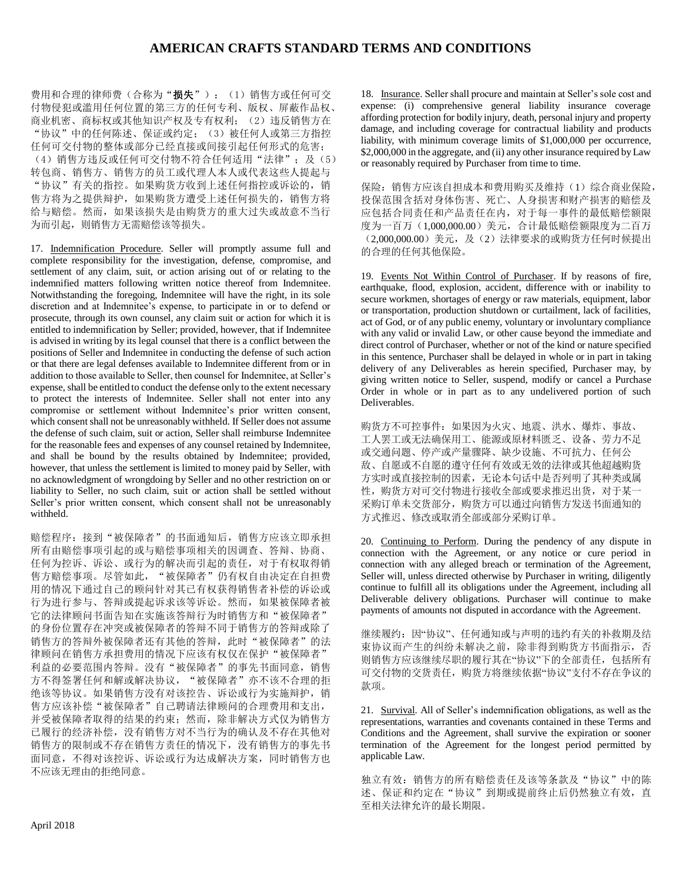费用和合理的律师费（合称为“**损失**”）：（1）销售方或任何可交付物侵犯或滥用任何位置的第三方的任何专利、版权、屏蔽作品权、商业机密、商标权或其他知识产权或专有权利；（2）违反销售方在“协议”中的任何陈述、保证或约定；（3）被任何人或第三方指控任何可交付物的整体或部分已经直接或间接引起任何形式的危害；（4）销售方违反或任何可交付物不符合任何适用“法律”；及（5）转包商、销售方、销售方的员工或代理人本人或代表这些人提起与“协议”有关的指控。如果购货方收到上述任何指控或诉讼的，销售方将为之提供辩护，如果购货方遭受上述任何损失的，销售方将给与赔偿。然而，如果该损失是由购货方的重大过失或故意不当行为而引起，则销售方无需赔偿该等损失。

17. Indemnification Procedure. Seller will promptly assume full and complete responsibility for the investigation, defense, compromise, and settlement of any claim, suit, or action arising out of or relating to the indemnified matters following written notice thereof from Indemnitee. Notwithstanding the foregoing, Indemnitee will have the right, in its sole discretion and at Indemnitee's expense, to participate in or to defend or prosecute, through its own counsel, any claim suit or action for which it is entitled to indemnification by Seller; provided, however, that if Indemnitee is advised in writing by its legal counsel that there is a conflict between the positions of Seller and Indemnitee in conducting the defense of such action or that there are legal defenses available to Indemnitee different from or in addition to those available to Seller, then counsel for Indemnitee, at Seller's expense, shall be entitled to conduct the defense only to the extent necessary to protect the interests of Indemnitee. Seller shall not enter into any compromise or settlement without Indemnitee's prior written consent, which consent shall not be unreasonably withheld. If Seller does not assume the defense of such claim, suit or action, Seller shall reimburse Indemnitee for the reasonable fees and expenses of any counsel retained by Indemnitee, and shall be bound by the results obtained by Indemnitee; provided, however, that unless the settlement is limited to money paid by Seller, with no acknowledgment of wrongdoing by Seller and no other restriction on or liability to Seller, no such claim, suit or action shall be settled without Seller's prior written consent, which consent shall not be unreasonably withheld.

赔偿程序：接到“被保障者”的书面通知后，销售方应该立即承担所有由赔偿事项引起的或与赔偿事项相关的因调查、答辩、协商、任何为控诉、诉讼、或行为的解决而引起的责任，对于有权取得销售方赔偿事项。尽管如此，“被保障者”仍有权自由决定在自担费用的情况下通过自己的顾问针对其已有权获得销售者补偿的诉讼或行为进行参与、答辩或提起诉求该等诉讼。然而，如果被保障者被它的法律顾问书面告知在实施该答辩行为时销售方和“被保障者”的身份位置存在冲突或被保障者的答辩不同于销售方的答辩或除了销售方的答辩外被保障者还有其他的答辩，此时“被保障者”的法律顾问在销售方承担费用的情况下应该有权仅在保护“被保障者”利益的必要范围内答辩。没有“被保障者”的事先书面同意，销售方不得签署任何和解或解决协议，“被保障者”亦不该不合理的拒绝该等协议。如果销售方没有对该控告、诉讼或行为实施辩护，销售方应该补偿“被保障者”自己聘请法律顾问的合理费用和支出，并受被保障者取得的结果的约束；然而，除非解决方式仅为销售方已履行的经济补偿，没有销售方对不当行为的确认及不存在其他对销售方的限制或不存在销售方责任的情况下，没有销售方的事先书面同意，不得对该控诉、诉讼或行为达成解决方案，同时销售方也不应该无理由的拒绝同意。

18. Insurance. Seller shall procure and maintain at Seller's sole cost and expense: (i) comprehensive general liability insurance coverage affording protection for bodily injury, death, personal injury and property damage, and including coverage for contractual liability and products liability, with minimum coverage limits of $1,000,000 per occurrence, $2,000,000 in the aggregate, and (ii) any other insurance required by Law or reasonably required by Purchaser from time to time.

保险：销售方应该自担成本和费用购买及维持（1）综合商业保险，投保范围含括对身体伤害、死亡、人身损害和财产损害的赔偿及应包括合同责任和产品责任在内，对于每一事件的最低赔偿额限度为一百万（1,000,000.00）美元，合计最低赔偿额限度为二百万（2,000,000.00）美元，及（2）法律要求的或购货方任何时候提出的合理的任何其他保险。

19. Events Not Within Control of Purchaser. If by reasons of fire, earthquake, flood, explosion, accident, difference with or inability to secure workmen, shortages of energy or raw materials, equipment, labor or transportation, production shutdown or curtailment, lack of facilities, act of God, or of any public enemy, voluntary or involuntary compliance with any valid or invalid Law, or other cause beyond the immediate and direct control of Purchaser, whether or not of the kind or nature specified in this sentence, Purchaser shall be delayed in whole or in part in taking delivery of any Deliverables as herein specified, Purchaser may, by giving written notice to Seller, suspend, modify or cancel a Purchase Order in whole or in part as to any undelivered portion of such Deliverables.

购货方不可控事件：如果因为火灾、地震、洪水、爆炸、事故、工人罢工或无法确保用工、能源或原材料匮乏、设备、劳力不足或交通问题、停产或产量骤降、缺少设施、不可抗力、任何公敌、自愿或不自愿的遵守任何有效或无效的法律或其他超越购货方实时或直接控制的因素，无论本句话中是否列明了其种类或属性，购货方对可交付物进行接收全部或要求推迟出货，对于某一采购订单未交货部分，购货方可以通过向销售方发送书面通知的方式推迟、修改或取消全部或部分采购订单。

20. Continuing to Perform. During the pendency of any dispute in connection with the Agreement, or any notice or cure period in connection with any alleged breach or termination of the Agreement, Seller will, unless directed otherwise by Purchaser in writing, diligently continue to fulfill all its obligations under the Agreement, including all Deliverable delivery obligations. Purchaser will continue to make payments of amounts not disputed in accordance with the Agreement.

继续履约：因“协议”、任何通知或与声明的违约有关的补救期及结束协议而产生的纠纷未解决之前，除非得到购货方书面指示，否则销售方应该继续尽职的履行其在“协议”下的全部责任，包括所有可交付物的交货责任，购货方将继续依据“协议”支付不存在争议的款项。

21. Survival. All of Seller's indemnification obligations, as well as the representations, warranties and covenants contained in these Terms and Conditions and the Agreement, shall survive the expiration or sooner termination of the Agreement for the longest period permitted by applicable Law.

独立有效：销售方的所有赔偿责任及该等条款及“协议”中的陈述、保证和约定在“协议”到期或提前终止后仍然独立有效，直至相关法律允许的最长期限。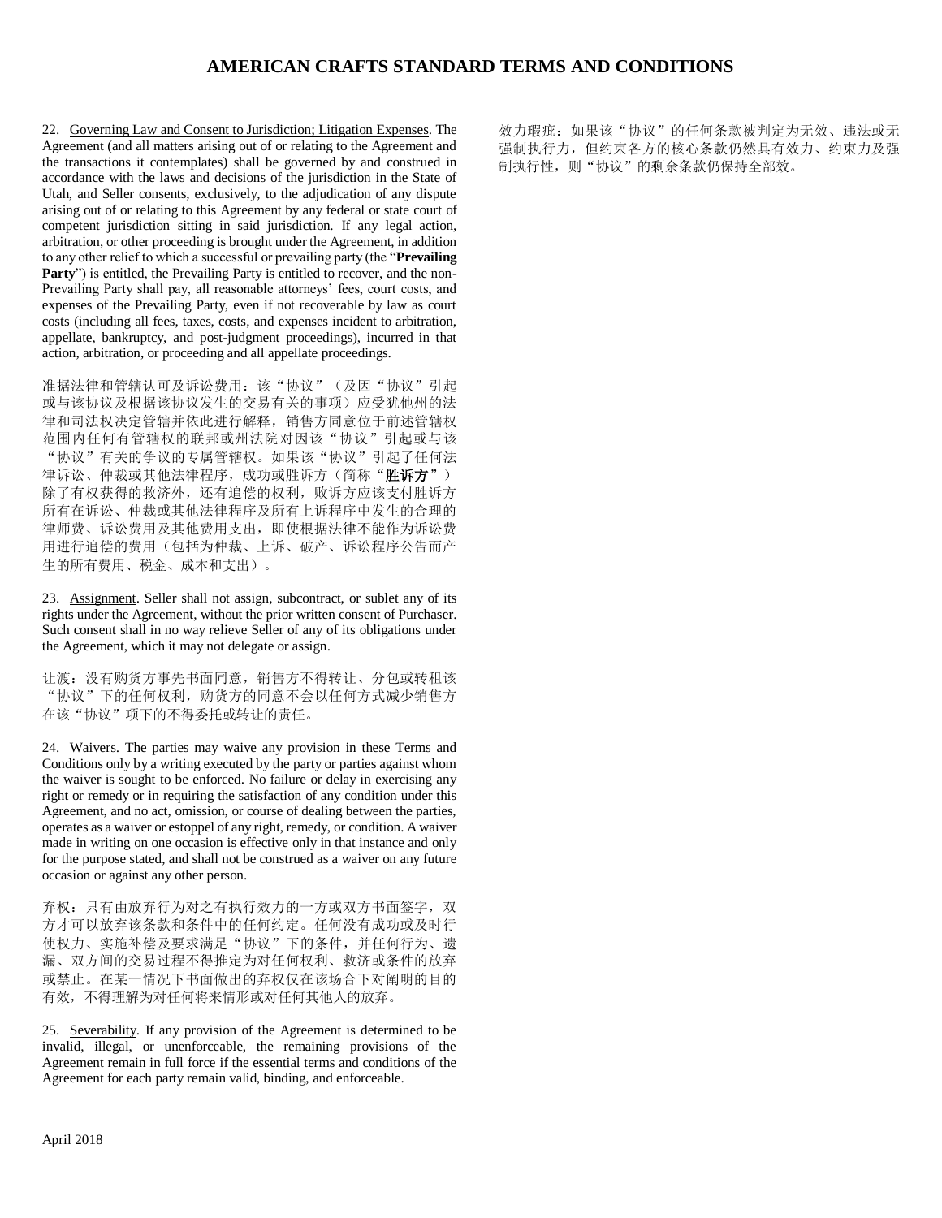22. Governing Law and Consent to Jurisdiction; Litigation Expenses. The Agreement (and all matters arising out of or relating to the Agreement and the transactions it contemplates) shall be governed by and construed in accordance with the laws and decisions of the jurisdiction in the State of Utah, and Seller consents, exclusively, to the adjudication of any dispute arising out of or relating to this Agreement by any federal or state court of competent jurisdiction sitting in said jurisdiction. If any legal action, arbitration, or other proceeding is brought under the Agreement, in addition to any other relief to which a successful or prevailing party (the "**Prevailing Party**") is entitled, the Prevailing Party is entitled to recover, and the non-Prevailing Party shall pay, all reasonable attorneys' fees, court costs, and expenses of the Prevailing Party, even if not recoverable by law as court costs (including all fees, taxes, costs, and expenses incident to arbitration, appellate, bankruptcy, and post-judgment proceedings), incurred in that action, arbitration, or proceeding and all appellate proceedings.

准据法律和管辖认可及诉讼费用：该"协议"（及因"协议"引起或与该协议及根据该协议发生的交易有关的事项）应受犹他州的法律和司法权决定管辖并依此进行解释，销售方同意位于前述管辖权范围内任何有管辖权的联邦或州法院对因该"协议"引起或与该"协议"有关的争议的专属管辖权。如果该"协议"引起了任何法律诉讼、仲裁或其他法律程序，成功或胜诉方（简称"**胜诉方**"）除了有权获得的救济外，还有追偿的权利，败诉方应该支付胜诉方所有在诉讼、仲裁或其他法律程序及所有上诉程序中发生的合理的律师费、诉讼费用及其他费用支出，即使根据法律不能作为诉讼费用进行追偿的费用（包括为仲裁、上诉、破产、诉讼程序公告而产生的所有费用、税金、成本和支出）。

23. Assignment. Seller shall not assign, subcontract, or sublet any of its rights under the Agreement, without the prior written consent of Purchaser. Such consent shall in no way relieve Seller of any of its obligations under the Agreement, which it may not delegate or assign.

让渡：没有购货方事先书面同意，销售方不得转让、分包或转租该"协议"下的任何权利，购货方的同意不会以任何方式减少销售方在该"协议"项下的不得委托或转让的责任。

24. Waivers. The parties may waive any provision in these Terms and Conditions only by a writing executed by the party or parties against whom the waiver is sought to be enforced. No failure or delay in exercising any right or remedy or in requiring the satisfaction of any condition under this Agreement, and no act, omission, or course of dealing between the parties, operates as a waiver or estoppel of any right, remedy, or condition. A waiver made in writing on one occasion is effective only in that instance and only for the purpose stated, and shall not be construed as a waiver on any future occasion or against any other person.

弃权：只有由放弃行为对之有执行效力的一方或双方书面签字，双方才可以放弃该条款和条件中的任何约定。任何没有成功或及时行使权力、实施补偿及要求满足"协议"下的条件，并任何行为、遗漏、双方间的交易过程不得推定为对任何权利、救济或条件的放弃或禁止。在某一情况下书面做出的弃权仅在该场合下对阐明的目的有效，不得理解为对任何将来情形或对任何其他人的放弃。

25. Severability. If any provision of the Agreement is determined to be invalid, illegal, or unenforceable, the remaining provisions of the Agreement remain in full force if the essential terms and conditions of the Agreement for each party remain valid, binding, and enforceable.

效力瑕疵：如果该"协议"的任何条款被判定为无效、违法或无强制执行力，但约束各方的核心条款仍然具有效力、约束力及强制执行性，则"协议"的剩余条款仍保持全部效。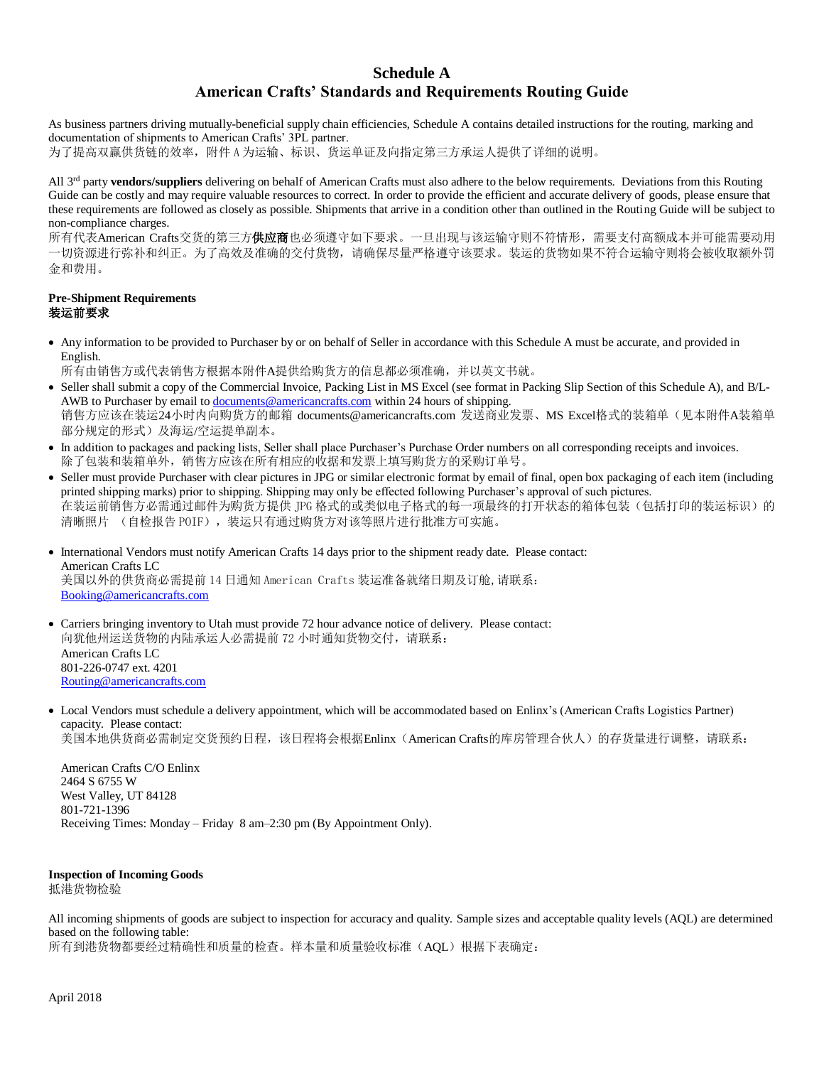# Schedule A
## American Crafts' Standards and Requirements Routing Guide

As business partners driving mutually-beneficial supply chain efficiencies, Schedule A contains detailed instructions for the routing, marking and documentation of shipments to American Crafts' 3PL partner.
为了提高双赢供货链的效率，附件 A 为运输、标识、货运单证及向指定第三方承运人提供了详细的说明。

All 3rd party **vendors/suppliers** delivering on behalf of American Crafts must also adhere to the below requirements. Deviations from this Routing Guide can be costly and may require valuable resources to correct. In order to provide the efficient and accurate delivery of goods, please ensure that these requirements are followed as closely as possible. Shipments that arrive in a condition other than outlined in the Routing Guide will be subject to non-compliance charges.
所有代表American Crafts交货的第三方**供应商**也必须遵守如下要求。一旦出现与该运输守则不符情形，需要支付高额成本并可能需要动用一切资源进行弥补和纠正。为了高效及准确的交付货物，请确保尽量严格遵守该要求。装运的货物如果不符合运输守则将会被收取额外罚金和费用。

**Pre-Shipment Requirements**
**装运前要求**

- Any information to be provided to Purchaser by or on behalf of Seller in accordance with this Schedule A must be accurate, and provided in English.
  所有由销售方或代表销售方根据本附件A提供给购货方的信息都必须准确，并以英文书就。
- Seller shall submit a copy of the Commercial Invoice, Packing List in MS Excel (see format in Packing Slip Section of this Schedule A), and B/L-AWB to Purchaser by email to documents@americancrafts.com within 24 hours of shipping.
  销售方应该在装运24小时内向购货方的邮箱 documents@americancrafts.com 发送商业发票、MS Excel格式的装箱单（见本附件A装箱单部分规定的形式）及海运/空运提单副本。
- In addition to packages and packing lists, Seller shall place Purchaser's Purchase Order numbers on all corresponding receipts and invoices.
  除了包装和装箱单外，销售方应该在所有相应的收据和发票上填写购货方的采购订单号。
- Seller must provide Purchaser with clear pictures in JPG or similar electronic format by email of final, open box packaging of each item (including printed shipping marks) prior to shipping. Shipping may only be effected following Purchaser's approval of such pictures.
  在装运前销售方必需通过邮件为购货方提供 JPG 格式的或类似电子格式的每一项最终的打开状态的箱体包装（包括打印的装运标识）的清晰照片 （自检报告 POIF），装运只有通过购货方对该等照片进行批准方可实施。

- International Vendors must notify American Crafts 14 days prior to the shipment ready date. Please contact:
  American Crafts LC
  美国以外的供货商必需提前 14 日通知 American Crafts 装运准备就绪日期及订舱, 请联系：
  Booking@americancrafts.com

- Carriers bringing inventory to Utah must provide 72 hour advance notice of delivery. Please contact:
  向犹他州运送货物的内陆承运人必需提前 72 小时通知货物交付，请联系：
  American Crafts LC
  801-226-0747 ext. 4201
  Routing@americancrafts.com

- Local Vendors must schedule a delivery appointment, which will be accommodated based on Enlinx's (American Crafts Logistics Partner) capacity. Please contact:
  美国本地供货商必需制定交货预约日程，该日程将会根据Enlinx（American Crafts的库房管理合伙人）的存货量进行调整，请联系：

  American Crafts C/O Enlinx
  2464 S 6755 W
  West Valley, UT 84128
  801-721-1396
  Receiving Times: Monday – Friday 8 am–2:30 pm (By Appointment Only).

**Inspection of Incoming Goods**
抵港货物检验

All incoming shipments of goods are subject to inspection for accuracy and quality. Sample sizes and acceptable quality levels (AQL) are determined based on the following table:
所有到港货物都要经过精确性和质量的检查。样本量和质量验收标准（AQL）根据下表确定：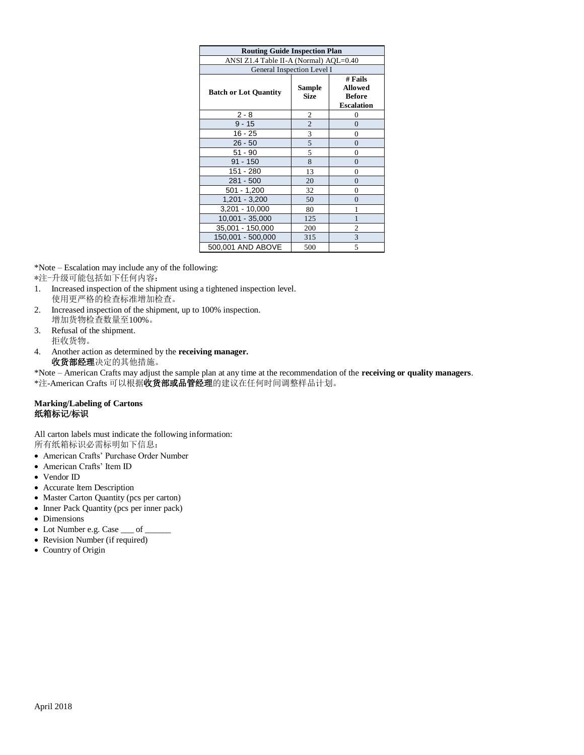| Routing Guide Inspection Plan | | |
|---|---|---|
| ANSI Z1.4 Table II-A (Normal) AQL=0.40 | | |
| General Inspection Level I | | |
| **Batch or Lot Quantity** | **Sample Size** | **# Fails Allowed Before Escalation** |
| 2 - 8 | 2 | 0 |
| 9 - 15 | 2 | 0 |
| 16 - 25 | 3 | 0 |
| 26 - 50 | 5 | 0 |
| 51 - 90 | 5 | 0 |
| 91 - 150 | 8 | 0 |
| 151 - 280 | 13 | 0 |
| 281 - 500 | 20 | 0 |
| 501 - 1,200 | 32 | 0 |
| 1,201 - 3,200 | 50 | 0 |
| 3,201 - 10,000 | 80 | 1 |
| 10,001 - 35,000 | 125 | 1 |
| 35,001 - 150,000 | 200 | 2 |
| 150,001 - 500,000 | 315 | 3 |
| 500,001 AND ABOVE | 500 | 5 |

*Note – Escalation may include any of the following:
*注-升级可能包括如下任何内容：

1. Increased inspection of the shipment using a tightened inspection level.
   使用更严格的检查标准增加检查。
2. Increased inspection of the shipment, up to 100% inspection.
   增加货物检查数量至100%。
3. Refusal of the shipment.
   拒收货物。
4. Another action as determined by the **receiving manager.**
   **收货部经理**决定的其他措施。

*Note – American Crafts may adjust the sample plan at any time at the recommendation of the **receiving or quality managers**.
*注-American Crafts 可以根据**收货部或品管经理**的建议在任何时间调整样品计划。

## Marking/Labeling of Cartons
## 纸箱标记/标识

All carton labels must indicate the following information:
所有纸箱标识必需标明如下信息：

- American Crafts' Purchase Order Number
- American Crafts' Item ID
- Vendor ID
- Accurate Item Description
- Master Carton Quantity (pcs per carton)
- Inner Pack Quantity (pcs per inner pack)
- Dimensions
- Lot Number e.g. Case ___ of ______
- Revision Number (if required)
- Country of Origin

April 2018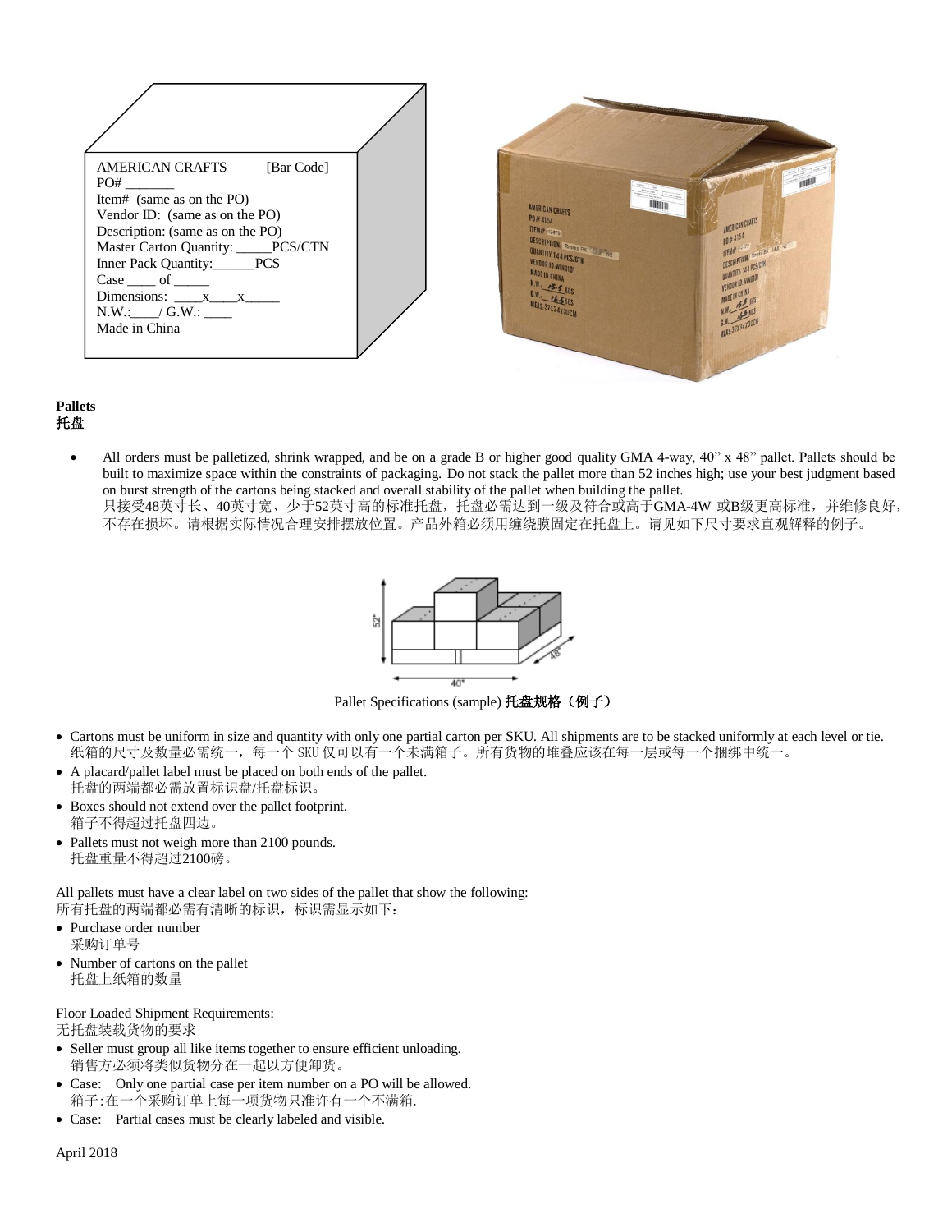AMERICAN CRAFTS [Bar Code]
PO# _______
Item# (same as on the PO)
Vendor ID: (same as on the PO)
Description: (same as on the PO)
Master Carton Quantity: _____PCS/CTN
Inner Pack Quantity:______PCS
Case ____ of _____
Dimensions: ____x____x_____
N.W.:____/ G.W.: ____
Made in China

**Pallets**
**托盘**

- All orders must be palletized, shrink wrapped, and be on a grade B or higher good quality GMA 4-way, 40" x 48" pallet. Pallets should be built to maximize space within the constraints of packaging. Do not stack the pallet more than 52 inches high; use your best judgment based on burst strength of the cartons being stacked and overall stability of the pallet when building the pallet.
  只接受48英寸长、40英寸宽、少于52英寸高的标准托盘，托盘必需达到一级及符合或高于GMA-4W 或B级更高标准，并维修良好，不存在损坏。请根据实际情况合理安排摆放位置。产品外箱必须用缠绕膜固定在托盘上。请见如下尺寸要求直观解释的例子。

Pallet Specifications (sample) **托盘规格（例子）**

- Cartons must be uniform in size and quantity with only one partial carton per SKU. All shipments are to be stacked uniformly at each level or tie.
  纸箱的尺寸及数量必需统一，每一个 SKU 仅可以有一个未满箱子。所有货物的堆叠应该在每一层或每一个捆绑中统一。
- A placard/pallet label must be placed on both ends of the pallet.
  托盘的两端都必需放置标识盘/托盘标识。
- Boxes should not extend over the pallet footprint.
  箱子不得超过托盘四边。
- Pallets must not weigh more than 2100 pounds.
  托盘重量不得超过2100磅。

All pallets must have a clear label on two sides of the pallet that show the following:
所有托盘的两端都必需有清晰的标识，标识需显示如下：

- Purchase order number
  采购订单号
- Number of cartons on the pallet
  托盘上纸箱的数量

Floor Loaded Shipment Requirements:
无托盘装载货物的要求

- Seller must group all like items together to ensure efficient unloading.
  销售方必须将类似货物分在一起以方便卸货。
- Case: Only one partial case per item number on a PO will be allowed.
  箱子:在一个采购订单上每一项货物只准许有一个不满箱.
- Case: Partial cases must be clearly labeled and visible.

April 2018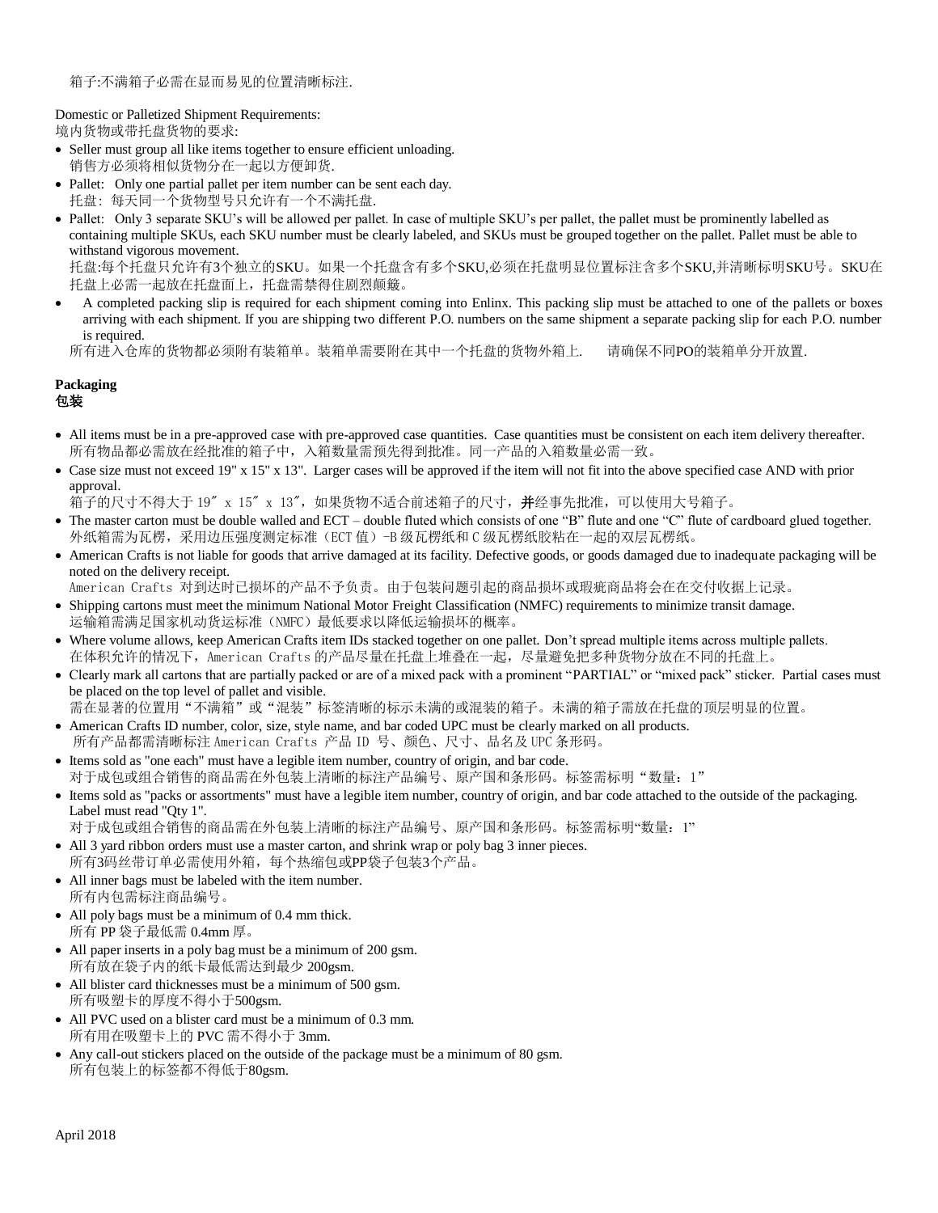箱子:不满箱子必需在显而易见的位置清晰标注.

Domestic or Palletized Shipment Requirements:
境内货物或带托盘货物的要求:

- Seller must group all like items together to ensure efficient unloading.
  销售方必须将相似货物分在一起以方便卸货.
- Pallet: Only one partial pallet per item number can be sent each day.
  托盘: 每天同一个货物型号只允许有一个不满托盘.
- Pallet: Only 3 separate SKU's will be allowed per pallet. In case of multiple SKU's per pallet, the pallet must be prominently labelled as containing multiple SKUs, each SKU number must be clearly labeled, and SKUs must be grouped together on the pallet. Pallet must be able to withstand vigorous movement.
  托盘:每个托盘只允许有3个独立的SKU。如果一个托盘含有多个SKU,必须在托盘明显位置标注含多个SKU,并清晰标明SKU号。SKU在托盘上必需一起放在托盘面上，托盘需禁得住剧烈颠簸。
- A completed packing slip is required for each shipment coming into Enlinx. This packing slip must be attached to one of the pallets or boxes arriving with each shipment. If you are shipping two different P.O. numbers on the same shipment a separate packing slip for each P.O. number is required.
  所有进入仓库的货物都必须附有装箱单。装箱单需要附在其中一个托盘的货物外箱上. 请确保不同PO的装箱单分开放置.

**Packaging**
**包装**

- All items must be in a pre-approved case with pre-approved case quantities. Case quantities must be consistent on each item delivery thereafter.
  所有物品都必需放在经批准的箱子中，入箱数量需预先得到批准。同一产品的入箱数量必需一致。
- Case size must not exceed 19" x 15" x 13". Larger cases will be approved if the item will not fit into the above specified case AND with prior approval.
  箱子的尺寸不得大于 19″ x 15″ x 13″，如果货物不适合前述箱子的尺寸，**并**经事先批准，可以使用大号箱子。
- The master carton must be double walled and ECT – double fluted which consists of one "B" flute and one "C" flute of cardboard glued together.
  外纸箱需为瓦楞，采用边压强度测定标准（ECT 值）-B 级瓦楞纸和 C 级瓦楞纸胶粘在一起的双层瓦楞纸。
- American Crafts is not liable for goods that arrive damaged at its facility. Defective goods, or goods damaged due to inadequate packaging will be noted on the delivery receipt.
  American Crafts 对到达时已损坏的产品不予负责。由于包装问题引起的商品损坏或瑕疵商品将会在在交付收据上记录。
- Shipping cartons must meet the minimum National Motor Freight Classification (NMFC) requirements to minimize transit damage.
  运输箱需满足国家机动货运标准（NMFC）最低要求以降低运输损坏的概率。
- Where volume allows, keep American Crafts item IDs stacked together on one pallet. Don't spread multiple items across multiple pallets.
  在体积允许的情况下，American Crafts 的产品尽量在托盘上堆叠在一起，尽量避免把多种货物分放在不同的托盘上。
- Clearly mark all cartons that are partially packed or are of a mixed pack with a prominent "PARTIAL" or "mixed pack" sticker. Partial cases must be placed on the top level of pallet and visible.
  需在显著的位置用"不满箱"或"混装"标签清晰的标示未满的或混装的箱子。未满的箱子需放在托盘的顶层明显的位置。
- American Crafts ID number, color, size, style name, and bar coded UPC must be clearly marked on all products.
  所有产品都需清晰标注 American Crafts 产品 ID 号、颜色、尺寸、品名及 UPC 条形码。
- Items sold as "one each" must have a legible item number, country of origin, and bar code.
  对于成包或组合销售的商品需在外包装上清晰的标注产品编号、原产国和条形码。标签需标明"数量：1"
- Items sold as "packs or assortments" must have a legible item number, country of origin, and bar code attached to the outside of the packaging. Label must read "Qty 1".
  对于成包或组合销售的商品需在外包装上清晰的标注产品编号、原产国和条形码。标签需标明"数量：1"
- All 3 yard ribbon orders must use a master carton, and shrink wrap or poly bag 3 inner pieces.
  所有3码丝带订单必需使用外箱，每个热缩包或PP袋子包装3个产品。
- All inner bags must be labeled with the item number.
  所有内包需标注商品编号。
- All poly bags must be a minimum of 0.4 mm thick.
  所有 PP 袋子最低需 0.4mm 厚。
- All paper inserts in a poly bag must be a minimum of 200 gsm.
  所有放在袋子内的纸卡最低需达到最少 200gsm.
- All blister card thicknesses must be a minimum of 500 gsm.
  所有吸塑卡的厚度不得小于500gsm.
- All PVC used on a blister card must be a minimum of 0.3 mm.
  所有用在吸塑卡上的 PVC 需不得小于 3mm.
- Any call-out stickers placed on the outside of the package must be a minimum of 80 gsm.
  所有包装上的标签都不得低于80gsm.

April 2018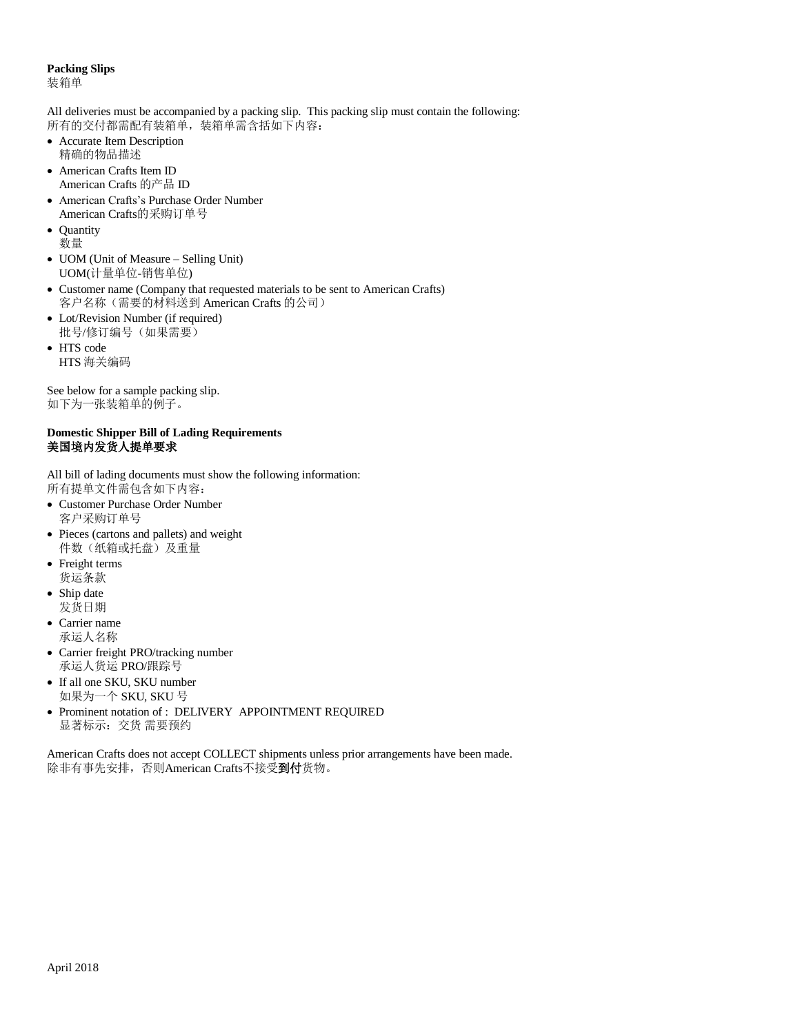**Packing Slips**
装箱单

All deliveries must be accompanied by a packing slip. This packing slip must contain the following:
所有的交付都需配有装箱单，装箱单需含括如下内容：

- Accurate Item Description
  精确的物品描述
- American Crafts Item ID
  American Crafts 的产品 ID
- American Crafts's Purchase Order Number
  American Crafts的采购订单号
- Quantity
  数量
- UOM (Unit of Measure – Selling Unit)
  UOM(计量单位-销售单位)
- Customer name (Company that requested materials to be sent to American Crafts)
  客户名称（需要的材料送到 American Crafts 的公司）
- Lot/Revision Number (if required)
  批号/修订编号（如果需要）
- HTS code
  HTS 海关编码

See below for a sample packing slip.
如下为一张装箱单的例子。

**Domestic Shipper Bill of Lading Requirements**
**美国境内发货人提单要求**

All bill of lading documents must show the following information:
所有提单文件需包含如下内容：

- Customer Purchase Order Number
  客户采购订单号
- Pieces (cartons and pallets) and weight
  件数（纸箱或托盘）及重量
- Freight terms
  货运条款
- Ship date
  发货日期
- Carrier name
  承运人名称
- Carrier freight PRO/tracking number
  承运人货运 PRO/跟踪号
- If all one SKU, SKU number
  如果为一个 SKU, SKU 号
- Prominent notation of : DELIVERY APPOINTMENT REQUIRED
  显著标示：交货 需要预约

American Crafts does not accept COLLECT shipments unless prior arrangements have been made.
除非有事先安排，否则American Crafts不接受**到付**货物。

April 2018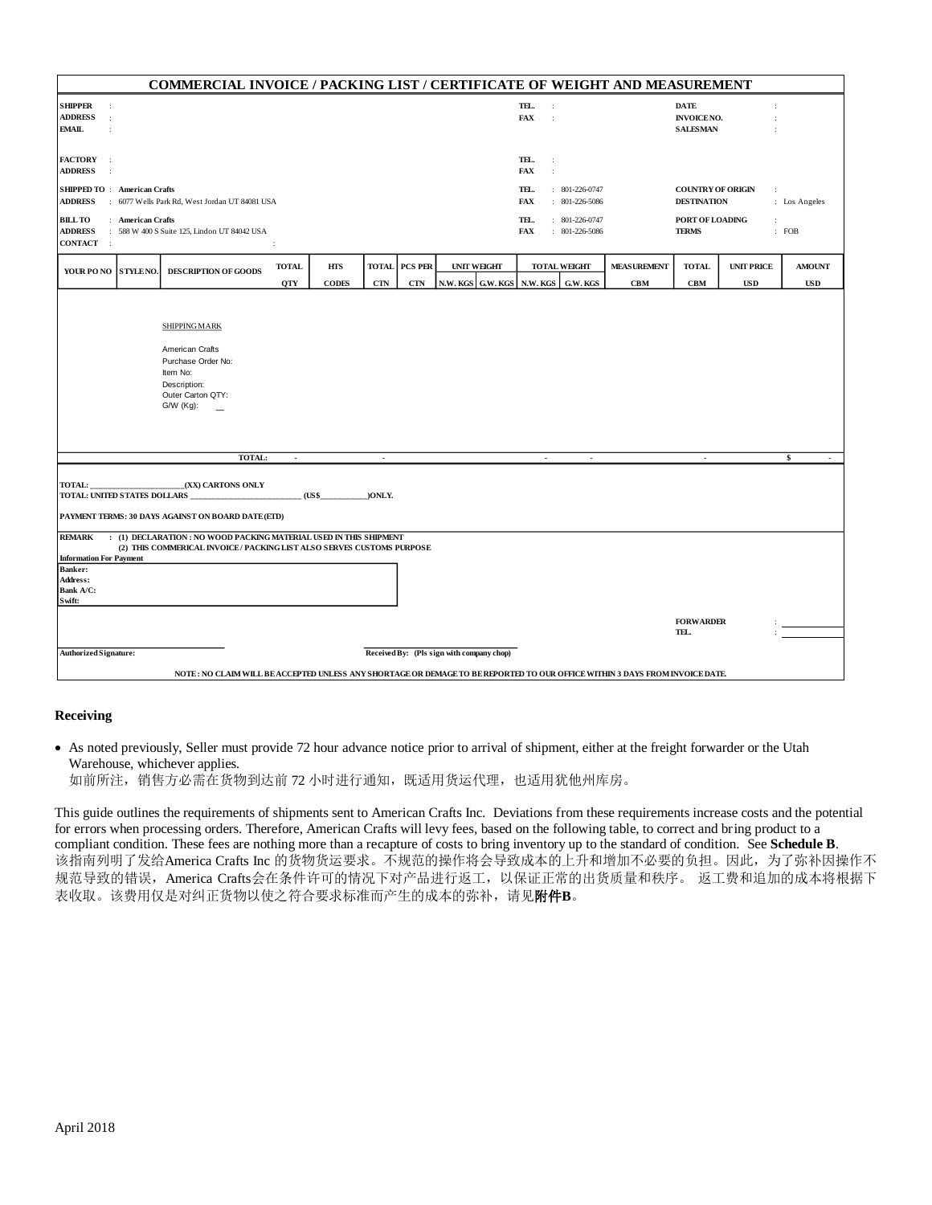## COMMERCIAL INVOICE / PACKING LIST / CERTIFICATE OF WEIGHT AND MEASUREMENT

**SHIPPER** :
**ADDRESS** :
**EMAIL** :

**TEL.** :
**FAX** :

**DATE** :
**INVOICE NO.** :
**SALESMAN** :

**FACTORY** :
**ADDRESS** :

**TEL.** :
**FAX** :

**SHIPPED TO** : **American Crafts**
**ADDRESS** : 6077 Wells Park Rd, West Jordan UT 84081 USA

**TEL.** : 801-226-0747
**FAX** : 801-226-5086

**COUNTRY OF ORIGIN** :
**DESTINATION** : Los Angeles

**BILL TO** : **American Crafts**
**ADDRESS** : 588 W 400 S Suite 125, Lindon UT 84042 USA
**CONTACT** : :

**TEL.** : 801-226-0747
**FAX** : 801-226-5086

**PORT OF LOADING** :
**TERMS** : FOB

| YOUR PO NO | STYLE NO. | DESCRIPTION OF GOODS | TOTAL | HTS | TOTAL | PCS PER | UNIT WEIGHT | | TOTAL WEIGHT | | MEASUREMENT | TOTAL | UNIT PRICE | AMOUNT |
|---|---|---|---|---|---|---|---|---|---|---|---|---|---|---|
| | | | QTY | CODES | CTN | CTN | N.W. KGS | G.W. KGS | N.W. KGS | G.W. KGS | CBM | CBM | USD | USD |
| | | SHIPPING MARK<br><br>American Crafts<br>Purchase Order No:<br>Item No:<br>Description:<br>Outer Carton QTY:<br>G/W (Kg): __ | | | | | | | | | | | | |
| | | TOTAL: | - | | - | | | | - | - | | - | | $ - |

TOTAL: ______________________(XX) CARTONS ONLY
TOTAL: UNITED STATES DOLLARS ________________________ (US$__________)ONLY.

PAYMENT TERMS: 30 DAYS AGAINST ON BOARD DATE (ETD)

**REMARK** : (1) DECLARATION : NO WOOD PACKING MATERIAL USED IN THIS SHIPMENT
(2) THIS COMMERICAL INVOICE / PACKING LIST ALSO SERVES CUSTOMS PURPOSE

**Information For Payment**
**Banker:**
**Address:**
**Bank A/C:**
**Swift:**

**FORWARDER** : ____________
**TEL.** : ____________

**Authorized Signature:** ____________

**Received By: (Pls sign with company chop)** ____________

NOTE : NO CLAIM WILL BE ACCEPTED UNLESS ANY SHORTAGE OR DEMAGE TO BE REPORTED TO OUR OFFICE WITHIN 3 DAYS FROM INVOICE DATE.

### Receiving

- As noted previously, Seller must provide 72 hour advance notice prior to arrival of shipment, either at the freight forwarder or the Utah Warehouse, whichever applies.
  如前所注，销售方必需在货物到达前 72 小时进行通知，既适用货运代理，也适用犹他州库房。

This guide outlines the requirements of shipments sent to American Crafts Inc. Deviations from these requirements increase costs and the potential for errors when processing orders. Therefore, American Crafts will levy fees, based on the following table, to correct and bring product to a compliant condition. These fees are nothing more than a recapture of costs to bring inventory up to the standard of condition. See **Schedule B**.
该指南列明了发给America Crafts Inc 的货物货运要求。不规范的操作将会导致成本的上升和增加不必要的负担。因此，为了弥补因操作不规范导致的错误，America Crafts会在条件许可的情况下对产品进行返工，以保证正常的出货质量和秩序。 返工费和追加的成本将根据下表收取。该费用仅是对纠正货物以使之符合要求标准而产生的成本的弥补，请见**附件B**。

April 2018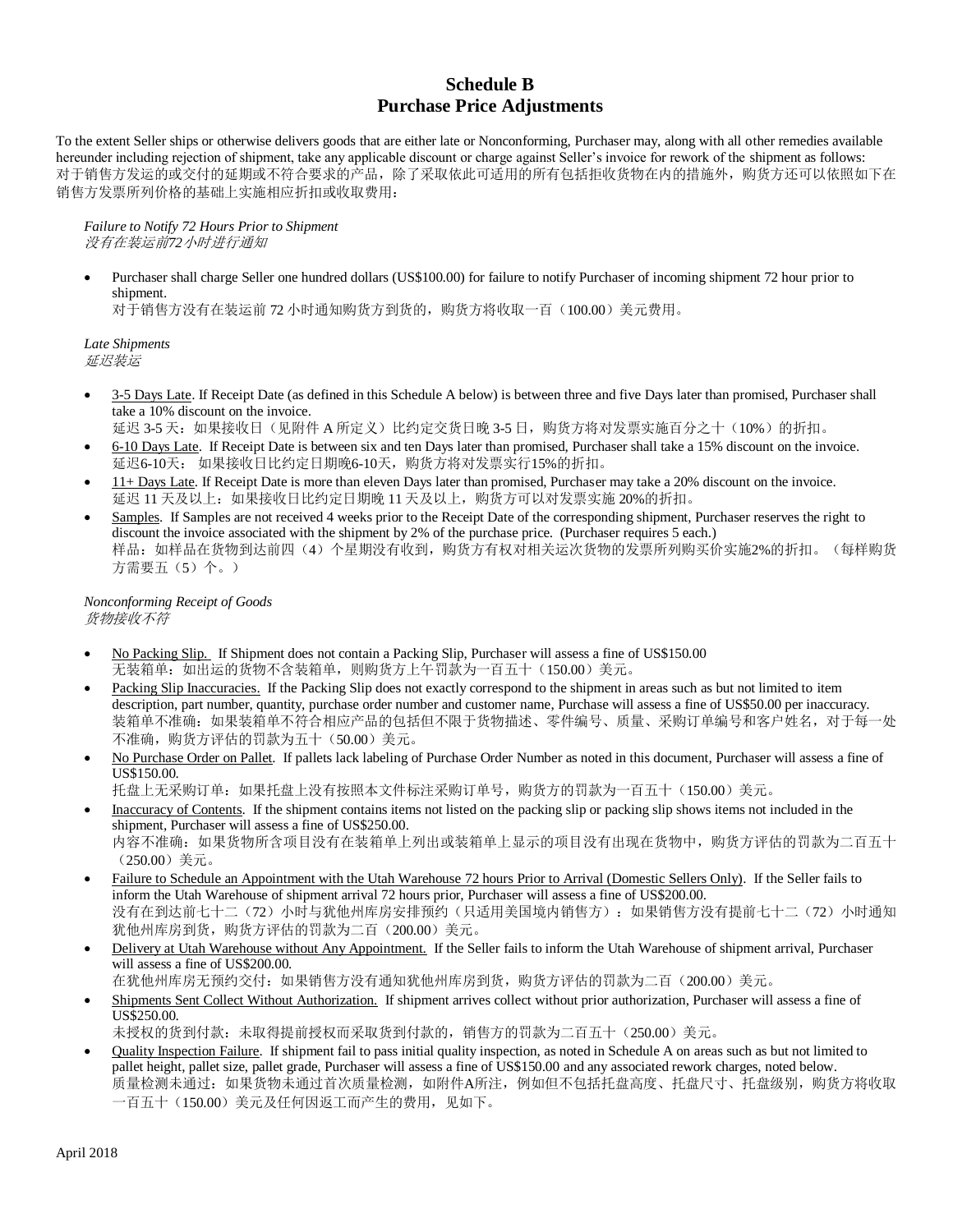# Schedule B
# Purchase Price Adjustments

To the extent Seller ships or otherwise delivers goods that are either late or Nonconforming, Purchaser may, along with all other remedies available hereunder including rejection of shipment, take any applicable discount or charge against Seller's invoice for rework of the shipment as follows:
对于销售方发运的或交付的延期或不符合要求的产品，除了采取依此可适用的所有包括拒收货物在内的措施外，购货方还可以依照如下在销售方发票所列价格的基础上实施相应折扣或收取费用：

*Failure to Notify 72 Hours Prior to Shipment*
*没有在装运前72小时进行通知*

- Purchaser shall charge Seller one hundred dollars (US$100.00) for failure to notify Purchaser of incoming shipment 72 hour prior to shipment.
  对于销售方没有在装运前 72 小时通知购货方到货的，购货方将收取一百（100.00）美元费用。

*Late Shipments*
*延迟装运*

- <u>3-5 Days Late</u>. If Receipt Date (as defined in this Schedule A below) is between three and five Days later than promised, Purchaser shall take a 10% discount on the invoice.
  延迟 3-5 天：如果接收日（见附件 A 所定义）比约定交货日晚 3-5 日，购货方将对发票实施百分之十（10%）的折扣。
- <u>6-10 Days Late</u>. If Receipt Date is between six and ten Days later than promised, Purchaser shall take a 15% discount on the invoice.
  延迟6-10天： 如果接收日比约定日期晚6-10天，购货方将对发票实行15%的折扣。
- <u>11+ Days Late</u>. If Receipt Date is more than eleven Days later than promised, Purchaser may take a 20% discount on the invoice.
  延迟 11 天及以上：如果接收日比约定日期晚 11 天及以上，购货方可以对发票实施 20%的折扣。
- <u>Samples</u>. If Samples are not received 4 weeks prior to the Receipt Date of the corresponding shipment, Purchaser reserves the right to discount the invoice associated with the shipment by 2% of the purchase price. (Purchaser requires 5 each.)
  样品：如样品在货物到达前四（4）个星期没有收到，购货方有权对相关运次货物的发票所列购买价实施2%的折扣。（每样购货方需要五（5）个。）

*Nonconforming Receipt of Goods*
*货物接收不符*

- <u>No Packing Slip.</u> If Shipment does not contain a Packing Slip, Purchaser will assess a fine of US$150.00
  无装箱单：如出运的货物不含装箱单，则购货方上午罚款为一百五十（150.00）美元。
- <u>Packing Slip Inaccuracies.</u> If the Packing Slip does not exactly correspond to the shipment in areas such as but not limited to item description, part number, quantity, purchase order number and customer name, Purchase will assess a fine of US$50.00 per inaccuracy.
  装箱单不准确：如果装箱单不符合相应产品的包括但不限于货物描述、零件编号、质量、采购订单编号和客户姓名，对于每一处不准确，购货方评估的罚款为五十（50.00）美元。
- <u>No Purchase Order on Pallet</u>. If pallets lack labeling of Purchase Order Number as noted in this document, Purchaser will assess a fine of US$150.00.
  托盘上无采购订单：如果托盘上没有按照本文件标注采购订单号，购货方的罚款为一百五十（150.00）美元。
- <u>Inaccuracy of Contents</u>. If the shipment contains items not listed on the packing slip or packing slip shows items not included in the shipment, Purchaser will assess a fine of US$250.00.
  内容不准确：如果货物所含项目没有在装箱单上列出或装箱单上显示的项目没有出现在货物中，购货方评估的罚款为二百五十（250.00）美元。
- <u>Failure to Schedule an Appointment with the Utah Warehouse 72 hours Prior to Arrival (Domestic Sellers Only)</u>. If the Seller fails to inform the Utah Warehouse of shipment arrival 72 hours prior, Purchaser will assess a fine of US$200.00.
  没有在到达前七十二（72）小时与犹他州库房安排预约（只适用美国境内销售方）：如果销售方没有提前七十二（72）小时通知犹他州库房到货，购货方评估的罚款为二百（200.00）美元。
- <u>Delivery at Utah Warehouse without Any Appointment.</u> If the Seller fails to inform the Utah Warehouse of shipment arrival, Purchaser will assess a fine of US$200.00.
  在犹他州库房无预约交付：如果销售方没有通知犹他州库房到货，购货方评估的罚款为二百（200.00）美元。
- <u>Shipments Sent Collect Without Authorization.</u> If shipment arrives collect without prior authorization, Purchaser will assess a fine of US$250.00.
  未授权的货到付款：未取得提前授权而采取货到付款的，销售方的罚款为二百五十（250.00）美元。
- <u>Quality Inspection Failure</u>. If shipment fail to pass initial quality inspection, as noted in Schedule A on areas such as but not limited to pallet height, pallet size, pallet grade, Purchaser will assess a fine of US$150.00 and any associated rework charges, noted below.
  质量检测未通过：如果货物未通过首次质量检测，如附件A所注，例如但不包括托盘高度、托盘尺寸、托盘级别，购货方将收取一百五十（150.00）美元及任何因返工而产生的费用，见如下。

April 2018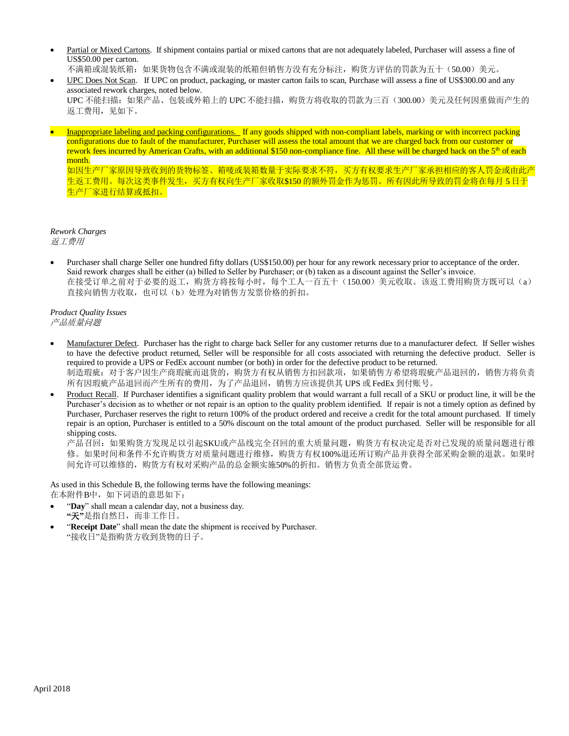- Partial or Mixed Cartons. If shipment contains partial or mixed cartons that are not adequately labeled, Purchaser will assess a fine of US$50.00 per carton.
  不满箱或混装纸箱：如果货物包含不满或混装的纸箱但销售方没有充分标注，购货方评估的罚款为五十（50.00）美元。
- UPC Does Not Scan. If UPC on product, packaging, or master carton fails to scan, Purchase will assess a fine of US$300.00 and any associated rework charges, noted below.
  UPC 不能扫描：如果产品、包装或外箱上的 UPC 不能扫描，购货方将收取的罚款为三百（300.00）美元及任何因重做而产生的返工费用，见如下。
- Inappropriate labeling and packing configurations. If any goods shipped with non-compliant labels, marking or with incorrect packing configurations due to fault of the manufacturer, Purchaser will assess the total amount that we are charged back from our customer or rework fees incurred by American Crafts, with an additional $150 non-compliance fine. All these will be charged back on the 5th of each month.
  如因生产厂家原因导致收到的货物标签、箱唛或装箱数量于实际要求不符，买方有权要求生产厂家承担相应的客人罚金或由此产生返工费用。每次这类事件发生，买方有权向生产厂家收取$150 的额外罚金作为惩罚。所有因此所导致的罚金将在每月 5 日于生产厂家进行结算或抵扣。

*Rework Charges*
*返工费用*

- Purchaser shall charge Seller one hundred fifty dollars (US$150.00) per hour for any rework necessary prior to acceptance of the order. Said rework charges shall be either (a) billed to Seller by Purchaser; or (b) taken as a discount against the Seller's invoice.
  在接受订单之前对于必要的返工，购货方将按每小时，每个工人一百五十（150.00）美元收取。该返工费用购货方既可以（a）直接向销售方收取，也可以（b）处理为对销售方发票价格的折扣。

*Product Quality Issues*
*产品质量问题*

- Manufacturer Defect. Purchaser has the right to charge back Seller for any customer returns due to a manufacturer defect. If Seller wishes to have the defective product returned, Seller will be responsible for all costs associated with returning the defective product. Seller is required to provide a UPS or FedEx account number (or both) in order for the defective product to be returned.
  制造瑕疵：对于客户因生产商瑕疵而退货的，购货方有权从销售方扣回款项，如果销售方希望将瑕疵产品退回的，销售方将负责所有因瑕疵产品退回而产生所有的费用，为了产品退回，销售方应该提供其 UPS 或 FedEx 到付账号。
- Product Recall. If Purchaser identifies a significant quality problem that would warrant a full recall of a SKU or product line, it will be the Purchaser's decision as to whether or not repair is an option to the quality problem identified. If repair is not a timely option as defined by Purchaser, Purchaser reserves the right to return 100% of the product ordered and receive a credit for the total amount purchased. If timely repair is an option, Purchaser is entitled to a 50% discount on the total amount of the product purchased. Seller will be responsible for all shipping costs.
  产品召回：如果购货方发现足以引起SKU或产品线完全召回的重大质量问题，购货方有权决定是否对已发现的质量问题进行维修。如果时间和条件不允许购货方对质量问题进行维修，购货方有权100%退还所订购产品并获得全部采购金额的退款。如果时间允许可以维修的，购货方有权对采购产品的总金额实施50%的折扣。销售方负责全部货运费。

As used in this Schedule B, the following terms have the following meanings:
在本附件B中，如下词语的意思如下：

- "**Day**" shall mean a calendar day, not a business day.
  **"天"**是指自然日，而非工作日。
- "**Receipt Date**" shall mean the date the shipment is received by Purchaser.
  "接收日"是指购货方收到货物的日子。

April 2018